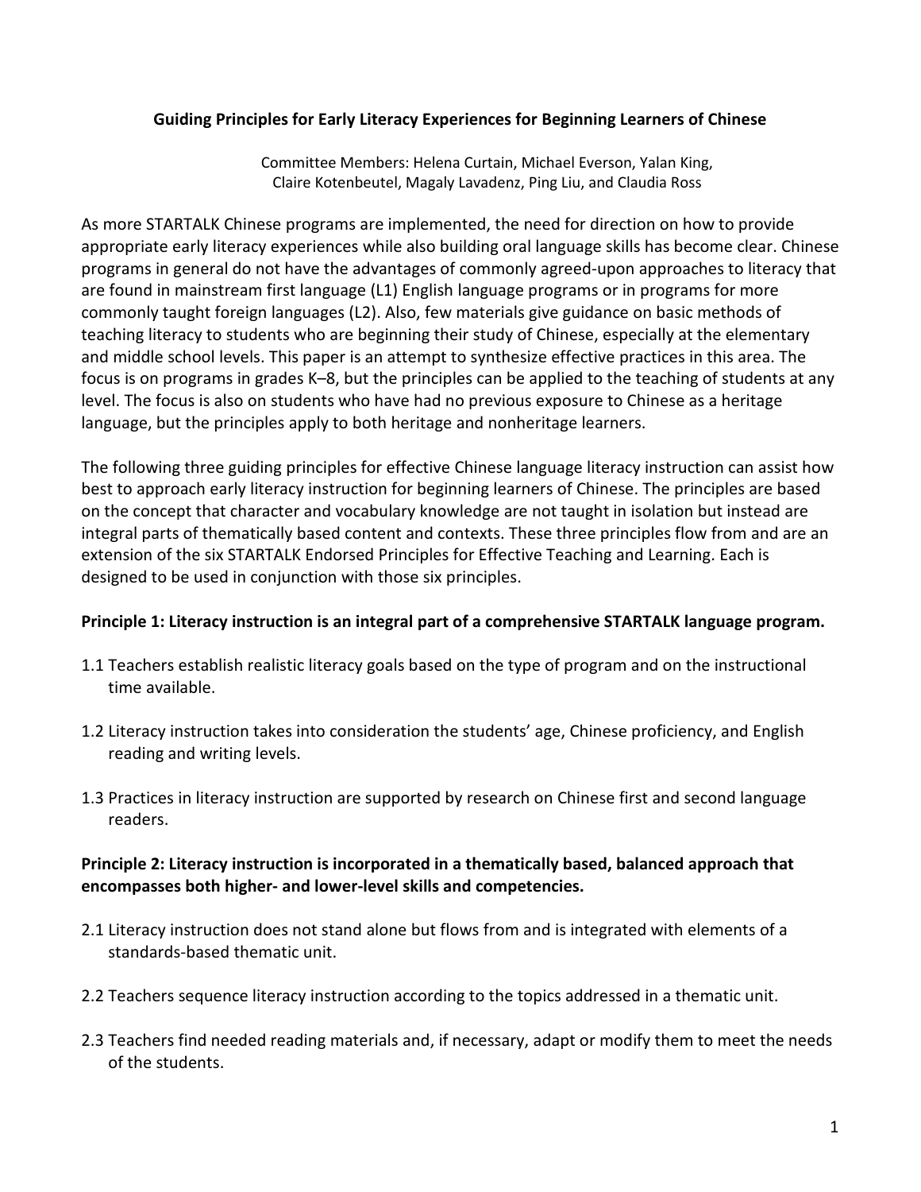# Guiding Principles for Early Literacy Experiences for Beginning Learners of Chinese

Committee Members: Helena Curtain, Michael Everson, Yalan King, Claire Kotenbeutel, Magaly Lavadenz, Ping Liu, and Claudia Ross

As more STARTALK Chinese programs are implemented, the need for direction on how to provide appropriate early literacy experiences while also building oral language skills has become clear. Chinese programs in general do not have the advantages of commonly agreed-upon approaches to literacy that are found in mainstream first language (L1) English language programs or in programs for more commonly taught foreign languages (L2). Also, few materials give guidance on basic methods of teaching literacy to students who are beginning their study of Chinese, especially at the elementary and middle school levels. This paper is an attempt to synthesize effective practices in this area. The focus is on programs in grades K–8, but the principles can be applied to the teaching of students at any level. The focus is also on students who have had no previous exposure to Chinese as a heritage language, but the principles apply to both heritage and nonheritage learners.

The following three guiding principles for effective Chinese language literacy instruction can assist how best to approach early literacy instruction for beginning learners of Chinese. The principles are based on the concept that character and vocabulary knowledge are not taught in isolation but instead are integral parts of thematically based content and contexts. These three principles flow from and are an extension of the six STARTALK Endorsed Principles for Effective Teaching and Learning. Each is designed to be used in conjunction with those six principles.

**Principle 1: Literacy instruction is an integral part of a comprehensive STARTALK language program.**

1.1 Teachers establish realistic literacy goals based on the type of program and on the instructional time available.

1.2 Literacy instruction takes into consideration the students' age, Chinese proficiency, and English reading and writing levels.

1.3 Practices in literacy instruction are supported by research on Chinese first and second language readers.

**Principle 2: Literacy instruction is incorporated in a thematically based, balanced approach that encompasses both higher- and lower-level skills and competencies.**

2.1 Literacy instruction does not stand alone but flows from and is integrated with elements of a standards-based thematic unit.

2.2 Teachers sequence literacy instruction according to the topics addressed in a thematic unit.

2.3 Teachers find needed reading materials and, if necessary, adapt or modify them to meet the needs of the students.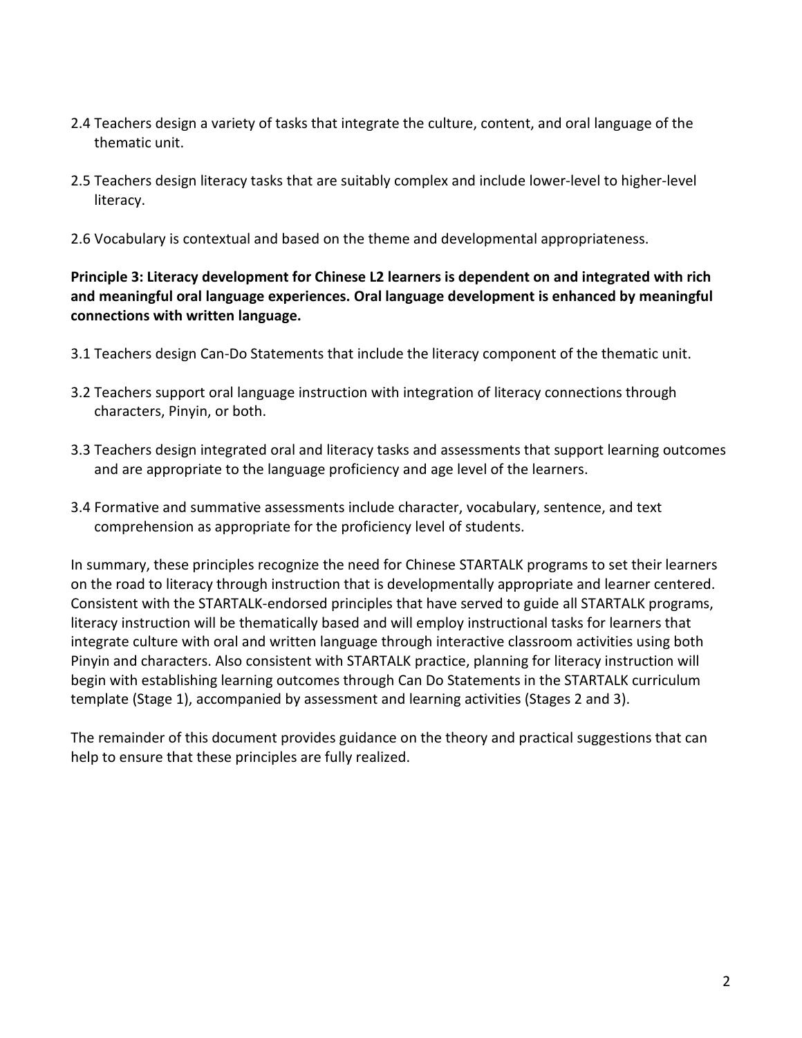2.4 Teachers design a variety of tasks that integrate the culture, content, and oral language of the thematic unit.

2.5 Teachers design literacy tasks that are suitably complex and include lower-level to higher-level literacy.

2.6 Vocabulary is contextual and based on the theme and developmental appropriateness.

**Principle 3: Literacy development for Chinese L2 learners is dependent on and integrated with rich and meaningful oral language experiences. Oral language development is enhanced by meaningful connections with written language.**

3.1 Teachers design Can-Do Statements that include the literacy component of the thematic unit.

3.2 Teachers support oral language instruction with integration of literacy connections through characters, Pinyin, or both.

3.3 Teachers design integrated oral and literacy tasks and assessments that support learning outcomes and are appropriate to the language proficiency and age level of the learners.

3.4 Formative and summative assessments include character, vocabulary, sentence, and text comprehension as appropriate for the proficiency level of students.

In summary, these principles recognize the need for Chinese STARTALK programs to set their learners on the road to literacy through instruction that is developmentally appropriate and learner centered. Consistent with the STARTALK-endorsed principles that have served to guide all STARTALK programs, literacy instruction will be thematically based and will employ instructional tasks for learners that integrate culture with oral and written language through interactive classroom activities using both Pinyin and characters. Also consistent with STARTALK practice, planning for literacy instruction will begin with establishing learning outcomes through Can Do Statements in the STARTALK curriculum template (Stage 1), accompanied by assessment and learning activities (Stages 2 and 3).

The remainder of this document provides guidance on the theory and practical suggestions that can help to ensure that these principles are fully realized.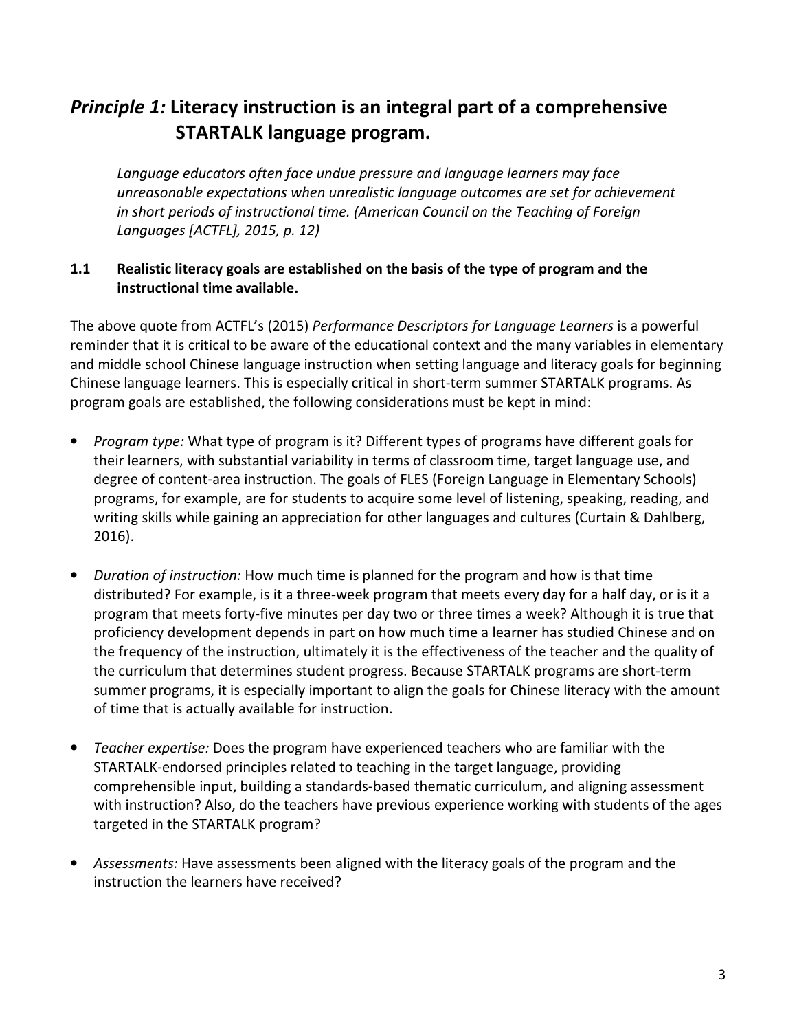## *Principle 1:* Literacy instruction is an integral part of a comprehensive STARTALK language program.

*Language educators often face undue pressure and language learners may face unreasonable expectations when unrealistic language outcomes are set for achievement in short periods of instructional time. (American Council on the Teaching of Foreign Languages [ACTFL], 2015, p. 12)*

### 1.1 Realistic literacy goals are established on the basis of the type of program and the instructional time available.

The above quote from ACTFL's (2015) *Performance Descriptors for Language Learners* is a powerful reminder that it is critical to be aware of the educational context and the many variables in elementary and middle school Chinese language instruction when setting language and literacy goals for beginning Chinese language learners. This is especially critical in short-term summer STARTALK programs. As program goals are established, the following considerations must be kept in mind:

- *Program type:* What type of program is it? Different types of programs have different goals for their learners, with substantial variability in terms of classroom time, target language use, and degree of content-area instruction. The goals of FLES (Foreign Language in Elementary Schools) programs, for example, are for students to acquire some level of listening, speaking, reading, and writing skills while gaining an appreciation for other languages and cultures (Curtain & Dahlberg, 2016).

- *Duration of instruction:* How much time is planned for the program and how is that time distributed? For example, is it a three-week program that meets every day for a half day, or is it a program that meets forty-five minutes per day two or three times a week? Although it is true that proficiency development depends in part on how much time a learner has studied Chinese and on the frequency of the instruction, ultimately it is the effectiveness of the teacher and the quality of the curriculum that determines student progress. Because STARTALK programs are short-term summer programs, it is especially important to align the goals for Chinese literacy with the amount of time that is actually available for instruction.

- *Teacher expertise:* Does the program have experienced teachers who are familiar with the STARTALK-endorsed principles related to teaching in the target language, providing comprehensible input, building a standards-based thematic curriculum, and aligning assessment with instruction? Also, do the teachers have previous experience working with students of the ages targeted in the STARTALK program?

- *Assessments:* Have assessments been aligned with the literacy goals of the program and the instruction the learners have received?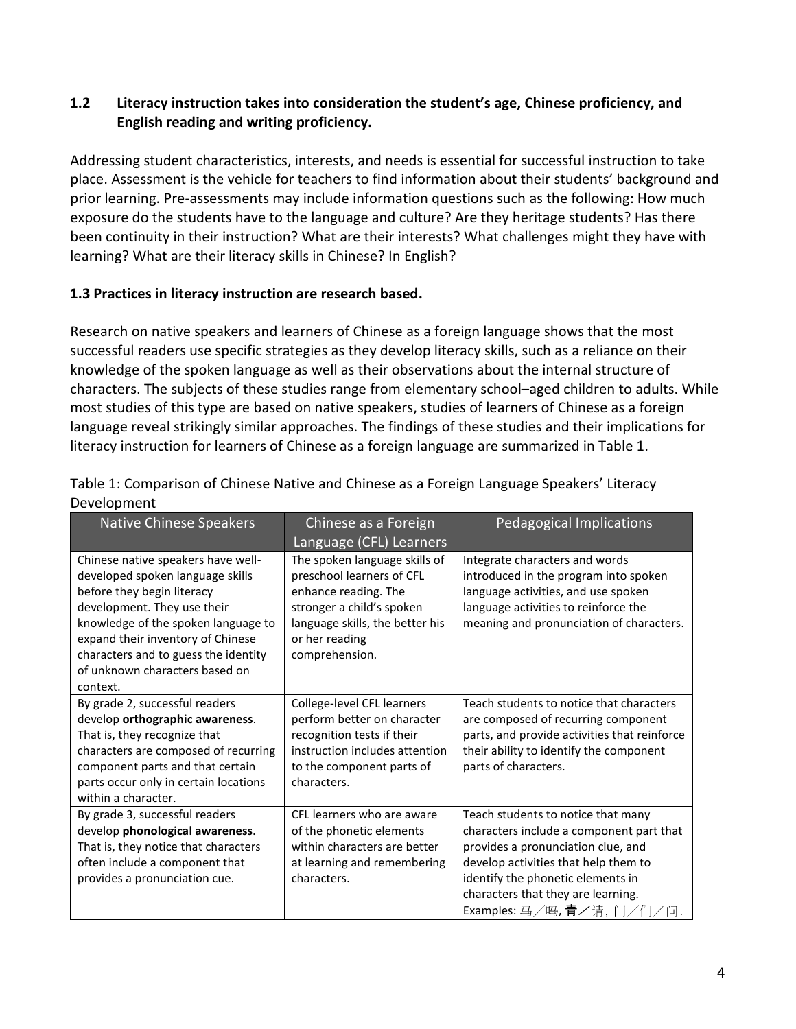### 1.2 Literacy instruction takes into consideration the student's age, Chinese proficiency, and English reading and writing proficiency.

Addressing student characteristics, interests, and needs is essential for successful instruction to take place. Assessment is the vehicle for teachers to find information about their students' background and prior learning. Pre-assessments may include information questions such as the following: How much exposure do the students have to the language and culture? Are they heritage students? Has there been continuity in their instruction? What are their interests? What challenges might they have with learning? What are their literacy skills in Chinese? In English?

### 1.3 Practices in literacy instruction are research based.

Research on native speakers and learners of Chinese as a foreign language shows that the most successful readers use specific strategies as they develop literacy skills, such as a reliance on their knowledge of the spoken language as well as their observations about the internal structure of characters. The subjects of these studies range from elementary school–aged children to adults. While most studies of this type are based on native speakers, studies of learners of Chinese as a foreign language reveal strikingly similar approaches. The findings of these studies and their implications for literacy instruction for learners of Chinese as a foreign language are summarized in Table 1.

Table 1: Comparison of Chinese Native and Chinese as a Foreign Language Speakers' Literacy Development

| Native Chinese Speakers | Chinese as a Foreign Language (CFL) Learners | Pedagogical Implications |
|---|---|---|
| Chinese native speakers have well-developed spoken language skills before they begin literacy development. They use their knowledge of the spoken language to expand their inventory of Chinese characters and to guess the identity of unknown characters based on context. | The spoken language skills of preschool learners of CFL enhance reading. The stronger a child's spoken language skills, the better his or her reading comprehension. | Integrate characters and words introduced in the program into spoken language activities, and use spoken language activities to reinforce the meaning and pronunciation of characters. |
| By grade 2, successful readers develop **orthographic awareness**. That is, they recognize that characters are composed of recurring component parts and that certain parts occur only in certain locations within a character. | College-level CFL learners perform better on character recognition tests if their instruction includes attention to the component parts of characters. | Teach students to notice that characters are composed of recurring component parts, and provide activities that reinforce their ability to identify the component parts of characters. |
| By grade 3, successful readers develop **phonological awareness**. That is, they notice that characters often include a component that provides a pronunciation cue. | CFL learners who are aware of the phonetic elements within characters are better at learning and remembering characters. | Teach students to notice that many characters include a component part that provides a pronunciation clue, and develop activities that help them to identify the phonetic elements in characters that they are learning. Examples: 马／吗, 青／请, 门／们／问. |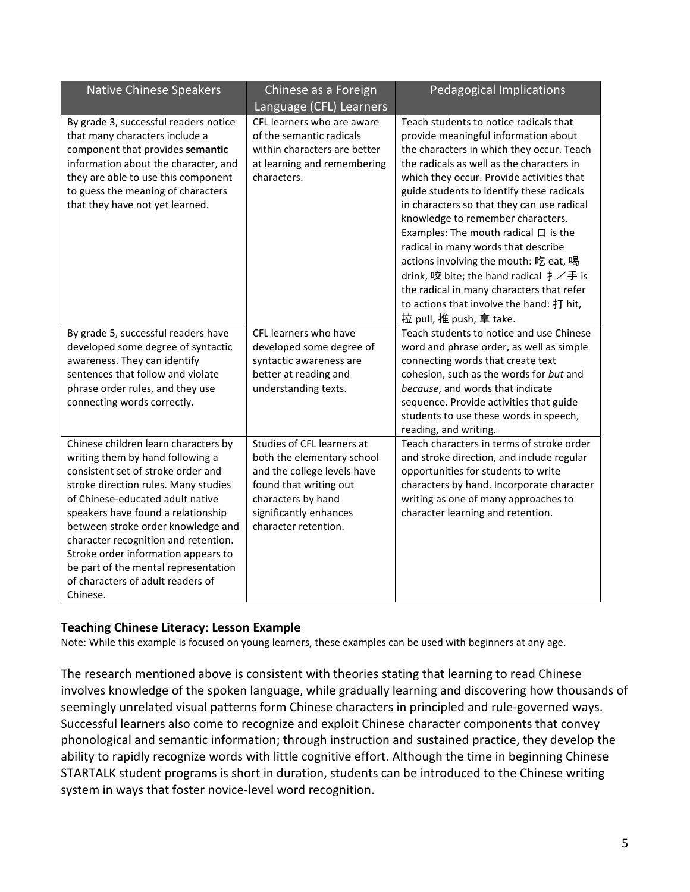| Native Chinese Speakers | Chinese as a Foreign Language (CFL) Learners | Pedagogical Implications |
|---|---|---|
| By grade 3, successful readers notice that many characters include a component that provides **semantic** information about the character, and they are able to use this component to guess the meaning of characters that they have not yet learned. | CFL learners who are aware of the semantic radicals within characters are better at learning and remembering characters. | Teach students to notice radicals that provide meaningful information about the characters in which they occur. Teach the radicals as well as the characters in which they occur. Provide activities that guide students to identify these radicals in characters so that they can use radical knowledge to remember characters. Examples: The mouth radical 口 is the radical in many words that describe actions involving the mouth: 吃 eat, 喝 drink, 咬 bite; the hand radical 扌／手 is the radical in many characters that refer to actions that involve the hand: 打 hit, 拉 pull, 推 push, 拿 take. |
| By grade 5, successful readers have developed some degree of syntactic awareness. They can identify sentences that follow and violate phrase order rules, and they use connecting words correctly. | CFL learners who have developed some degree of syntactic awareness are better at reading and understanding texts. | Teach students to notice and use Chinese word and phrase order, as well as simple connecting words that create text cohesion, such as the words for *but* and *because*, and words that indicate sequence. Provide activities that guide students to use these words in speech, reading, and writing. |
| Chinese children learn characters by writing them by hand following a consistent set of stroke order and stroke direction rules. Many studies of Chinese-educated adult native speakers have found a relationship between stroke order knowledge and character recognition and retention. Stroke order information appears to be part of the mental representation of characters of adult readers of Chinese. | Studies of CFL learners at both the elementary school and the college levels have found that writing out characters by hand significantly enhances character retention. | Teach characters in terms of stroke order and stroke direction, and include regular opportunities for students to write characters by hand. Incorporate character writing as one of many approaches to character learning and retention. |

### Teaching Chinese Literacy: Lesson Example

Note: While this example is focused on young learners, these examples can be used with beginners at any age.

The research mentioned above is consistent with theories stating that learning to read Chinese involves knowledge of the spoken language, while gradually learning and discovering how thousands of seemingly unrelated visual patterns form Chinese characters in principled and rule-governed ways. Successful learners also come to recognize and exploit Chinese character components that convey phonological and semantic information; through instruction and sustained practice, they develop the ability to rapidly recognize words with little cognitive effort. Although the time in beginning Chinese STARTALK student programs is short in duration, students can be introduced to the Chinese writing system in ways that foster novice-level word recognition.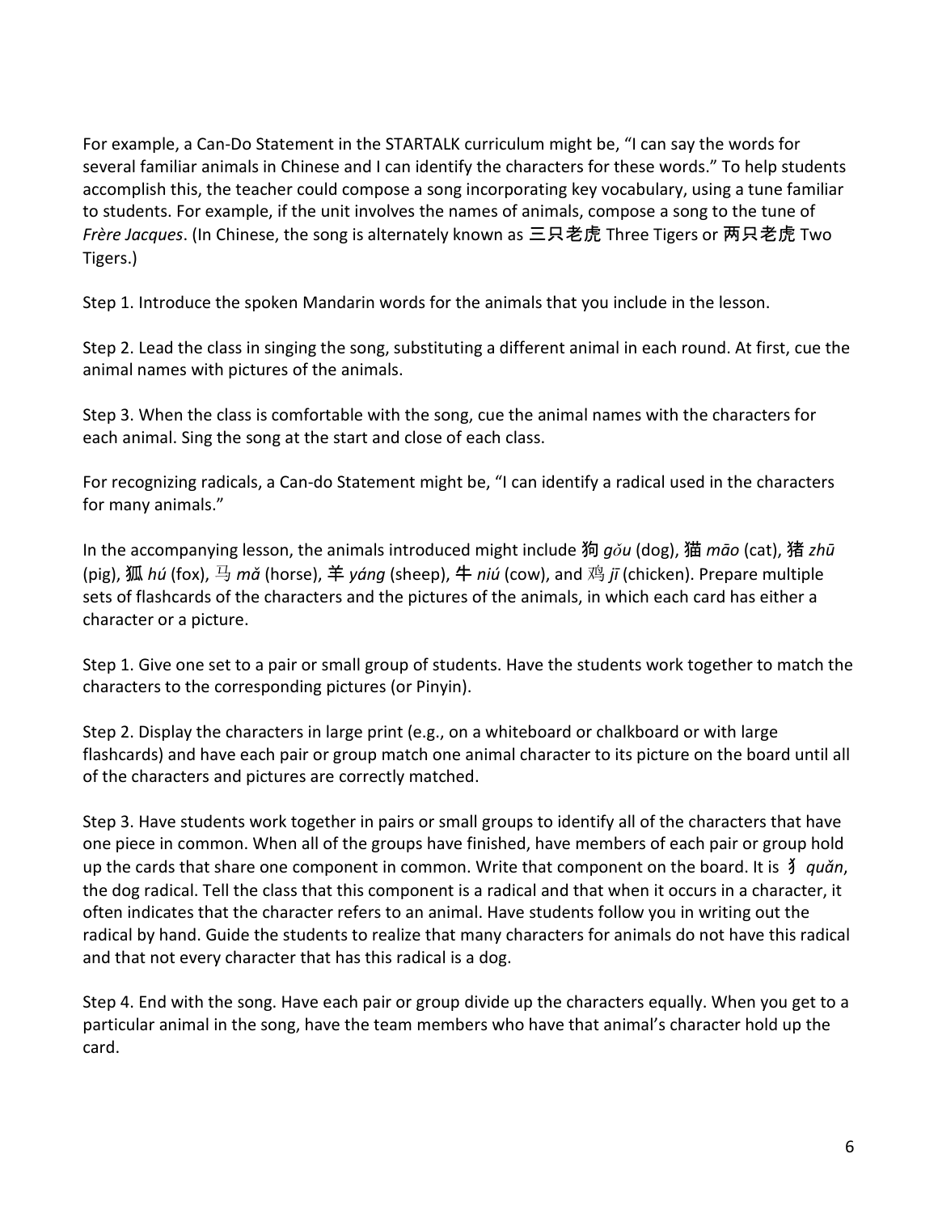For example, a Can-Do Statement in the STARTALK curriculum might be, "I can say the words for several familiar animals in Chinese and I can identify the characters for these words." To help students accomplish this, the teacher could compose a song incorporating key vocabulary, using a tune familiar to students. For example, if the unit involves the names of animals, compose a song to the tune of *Frère Jacques*. (In Chinese, the song is alternately known as **三只老虎** Three Tigers or **两只老虎** Two Tigers.)

Step 1. Introduce the spoken Mandarin words for the animals that you include in the lesson.

Step 2. Lead the class in singing the song, substituting a different animal in each round. At first, cue the animal names with pictures of the animals.

Step 3. When the class is comfortable with the song, cue the animal names with the characters for each animal. Sing the song at the start and close of each class.

For recognizing radicals, a Can-do Statement might be, "I can identify a radical used in the characters for many animals."

In the accompanying lesson, the animals introduced might include 狗 *gǒu* (dog), 猫 *māo* (cat), 猪 *zhū* (pig), 狐 *hú* (fox), 马 *mǎ* (horse), 羊 *yáng* (sheep), 牛 *niú* (cow), and 鸡 *jī* (chicken). Prepare multiple sets of flashcards of the characters and the pictures of the animals, in which each card has either a character or a picture.

Step 1. Give one set to a pair or small group of students. Have the students work together to match the characters to the corresponding pictures (or Pinyin).

Step 2. Display the characters in large print (e.g., on a whiteboard or chalkboard or with large flashcards) and have each pair or group match one animal character to its picture on the board until all of the characters and pictures are correctly matched.

Step 3. Have students work together in pairs or small groups to identify all of the characters that have one piece in common. When all of the groups have finished, have members of each pair or group hold up the cards that share one component in common. Write that component on the board. It is 犭 *quǎn*, the dog radical. Tell the class that this component is a radical and that when it occurs in a character, it often indicates that the character refers to an animal. Have students follow you in writing out the radical by hand. Guide the students to realize that many characters for animals do not have this radical and that not every character that has this radical is a dog.

Step 4. End with the song. Have each pair or group divide up the characters equally. When you get to a particular animal in the song, have the team members who have that animal's character hold up the card.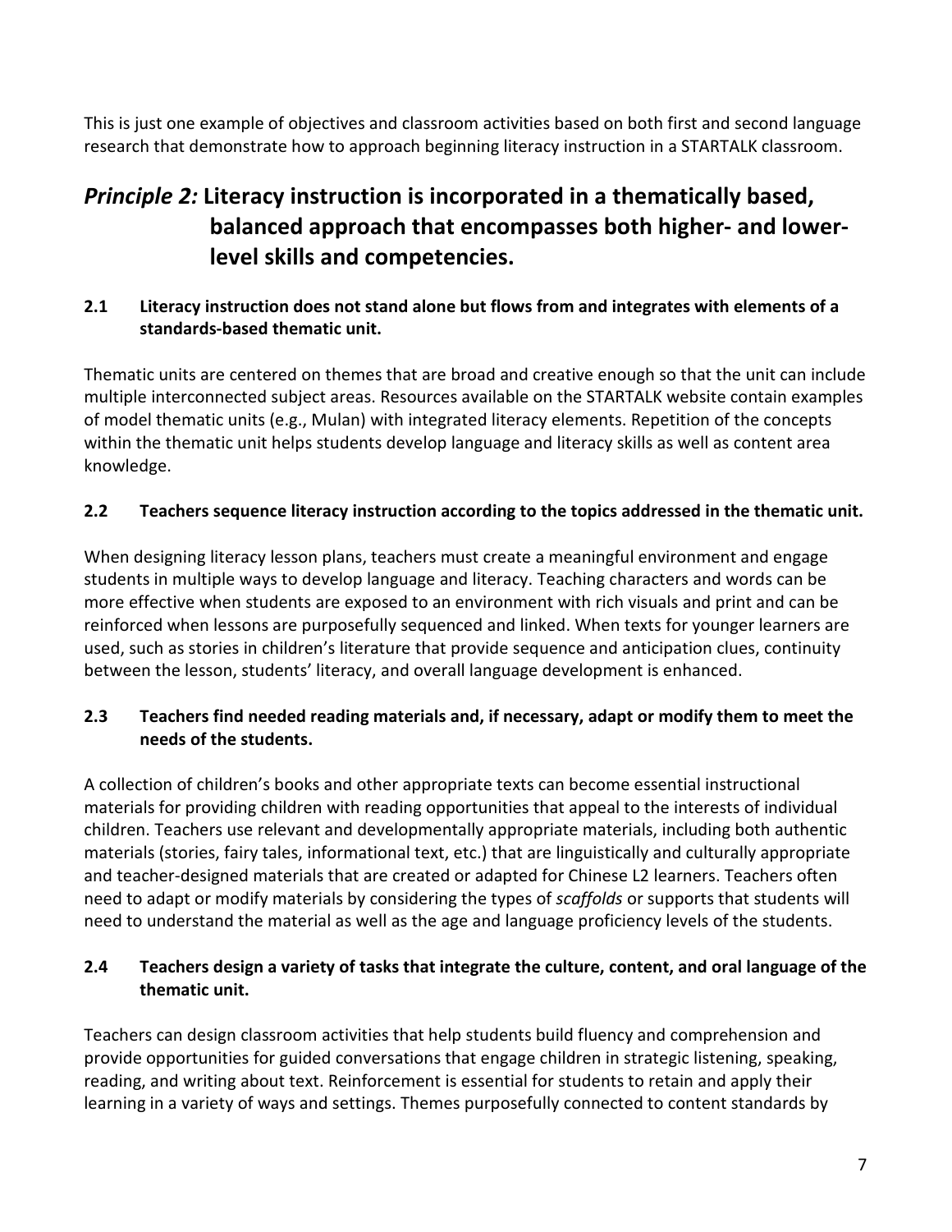This is just one example of objectives and classroom activities based on both first and second language research that demonstrate how to approach beginning literacy instruction in a STARTALK classroom.

## *Principle 2:* Literacy instruction is incorporated in a thematically based, balanced approach that encompasses both higher- and lower-level skills and competencies.

### 2.1 Literacy instruction does not stand alone but flows from and integrates with elements of a standards-based thematic unit.

Thematic units are centered on themes that are broad and creative enough so that the unit can include multiple interconnected subject areas. Resources available on the STARTALK website contain examples of model thematic units (e.g., Mulan) with integrated literacy elements. Repetition of the concepts within the thematic unit helps students develop language and literacy skills as well as content area knowledge.

### 2.2 Teachers sequence literacy instruction according to the topics addressed in the thematic unit.

When designing literacy lesson plans, teachers must create a meaningful environment and engage students in multiple ways to develop language and literacy. Teaching characters and words can be more effective when students are exposed to an environment with rich visuals and print and can be reinforced when lessons are purposefully sequenced and linked. When texts for younger learners are used, such as stories in children's literature that provide sequence and anticipation clues, continuity between the lesson, students' literacy, and overall language development is enhanced.

### 2.3 Teachers find needed reading materials and, if necessary, adapt or modify them to meet the needs of the students.

A collection of children's books and other appropriate texts can become essential instructional materials for providing children with reading opportunities that appeal to the interests of individual children. Teachers use relevant and developmentally appropriate materials, including both authentic materials (stories, fairy tales, informational text, etc.) that are linguistically and culturally appropriate and teacher-designed materials that are created or adapted for Chinese L2 learners. Teachers often need to adapt or modify materials by considering the types of *scaffolds* or supports that students will need to understand the material as well as the age and language proficiency levels of the students.

### 2.4 Teachers design a variety of tasks that integrate the culture, content, and oral language of the thematic unit.

Teachers can design classroom activities that help students build fluency and comprehension and provide opportunities for guided conversations that engage children in strategic listening, speaking, reading, and writing about text. Reinforcement is essential for students to retain and apply their learning in a variety of ways and settings. Themes purposefully connected to content standards by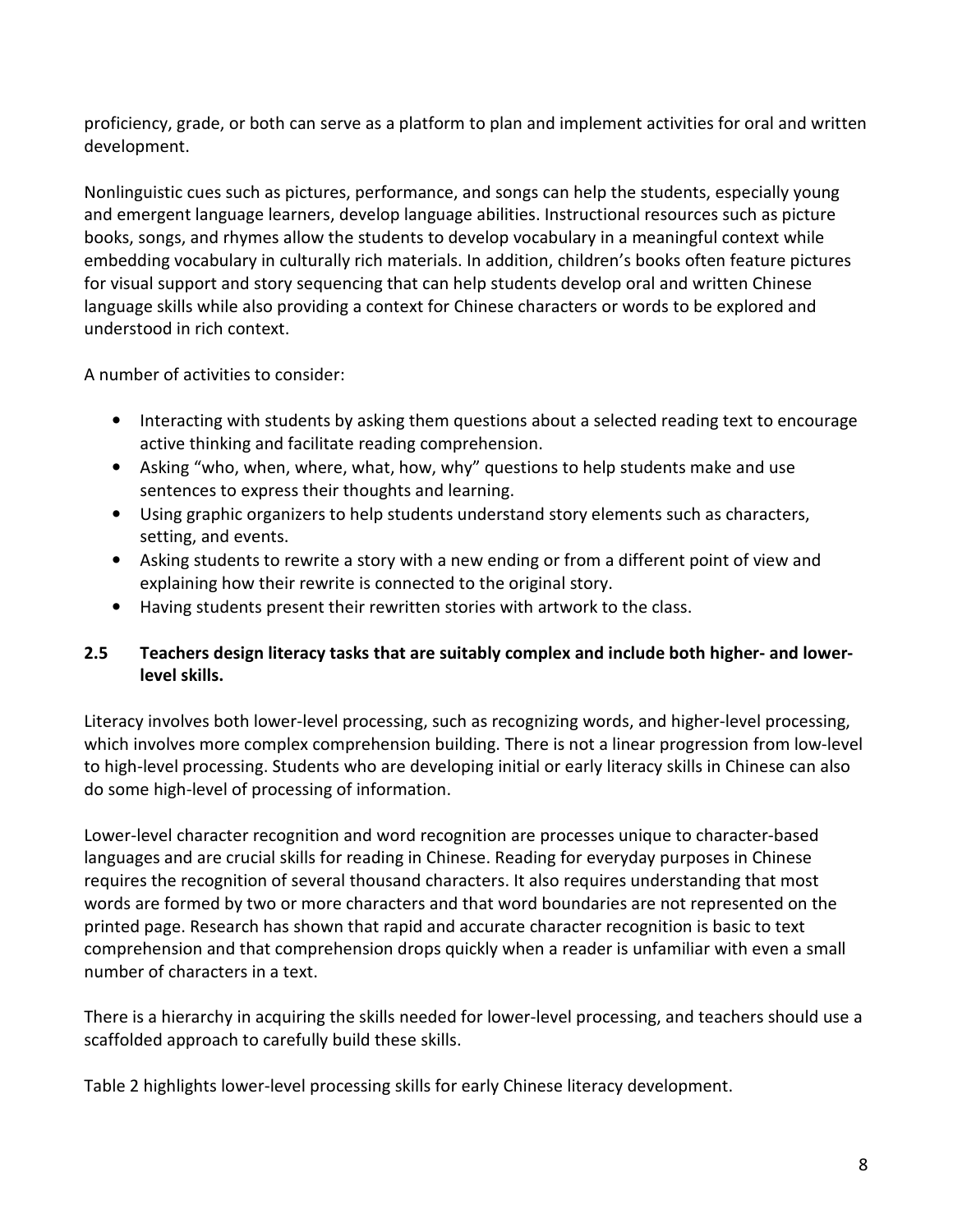proficiency, grade, or both can serve as a platform to plan and implement activities for oral and written development.

Nonlinguistic cues such as pictures, performance, and songs can help the students, especially young and emergent language learners, develop language abilities. Instructional resources such as picture books, songs, and rhymes allow the students to develop vocabulary in a meaningful context while embedding vocabulary in culturally rich materials. In addition, children's books often feature pictures for visual support and story sequencing that can help students develop oral and written Chinese language skills while also providing a context for Chinese characters or words to be explored and understood in rich context.

A number of activities to consider:

- Interacting with students by asking them questions about a selected reading text to encourage active thinking and facilitate reading comprehension.
- Asking "who, when, where, what, how, why" questions to help students make and use sentences to express their thoughts and learning.
- Using graphic organizers to help students understand story elements such as characters, setting, and events.
- Asking students to rewrite a story with a new ending or from a different point of view and explaining how their rewrite is connected to the original story.
- Having students present their rewritten stories with artwork to the class.

### 2.5 Teachers design literacy tasks that are suitably complex and include both higher- and lower-level skills.

Literacy involves both lower-level processing, such as recognizing words, and higher-level processing, which involves more complex comprehension building. There is not a linear progression from low-level to high-level processing. Students who are developing initial or early literacy skills in Chinese can also do some high-level of processing of information.

Lower-level character recognition and word recognition are processes unique to character-based languages and are crucial skills for reading in Chinese. Reading for everyday purposes in Chinese requires the recognition of several thousand characters. It also requires understanding that most words are formed by two or more characters and that word boundaries are not represented on the printed page. Research has shown that rapid and accurate character recognition is basic to text comprehension and that comprehension drops quickly when a reader is unfamiliar with even a small number of characters in a text.

There is a hierarchy in acquiring the skills needed for lower-level processing, and teachers should use a scaffolded approach to carefully build these skills.

Table 2 highlights lower-level processing skills for early Chinese literacy development.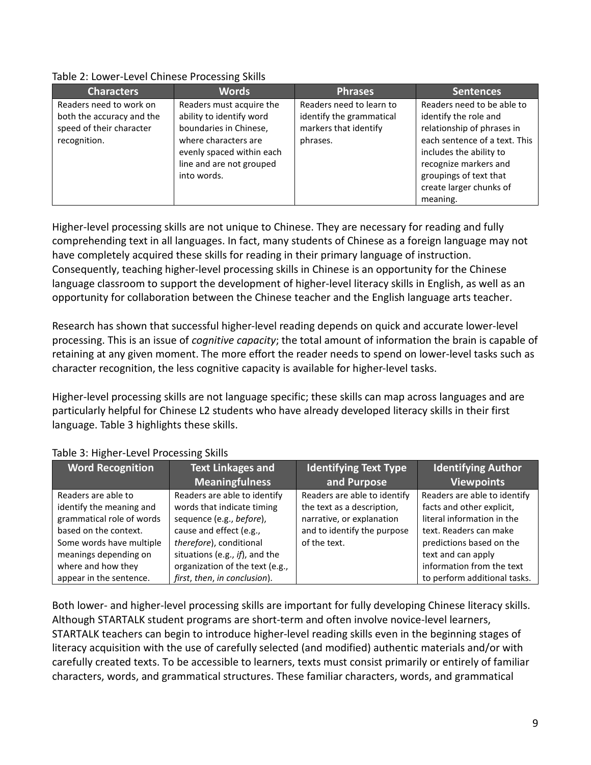Table 2: Lower-Level Chinese Processing Skills

| Characters | Words | Phrases | Sentences |
| --- | --- | --- | --- |
| Readers need to work on both the accuracy and the speed of their character recognition. | Readers must acquire the ability to identify word boundaries in Chinese, where characters are evenly spaced within each line and are not grouped into words. | Readers need to learn to identify the grammatical markers that identify phrases. | Readers need to be able to identify the role and relationship of phrases in each sentence of a text. This includes the ability to recognize markers and groupings of text that create larger chunks of meaning. |

Higher-level processing skills are not unique to Chinese. They are necessary for reading and fully comprehending text in all languages. In fact, many students of Chinese as a foreign language may not have completely acquired these skills for reading in their primary language of instruction. Consequently, teaching higher-level processing skills in Chinese is an opportunity for the Chinese language classroom to support the development of higher-level literacy skills in English, as well as an opportunity for collaboration between the Chinese teacher and the English language arts teacher.

Research has shown that successful higher-level reading depends on quick and accurate lower-level processing. This is an issue of *cognitive capacity*; the total amount of information the brain is capable of retaining at any given moment. The more effort the reader needs to spend on lower-level tasks such as character recognition, the less cognitive capacity is available for higher-level tasks.

Higher-level processing skills are not language specific; these skills can map across languages and are particularly helpful for Chinese L2 students who have already developed literacy skills in their first language. Table 3 highlights these skills.

Table 3: Higher-Level Processing Skills

| Word Recognition | Text Linkages and Meaningfulness | Identifying Text Type and Purpose | Identifying Author Viewpoints |
| --- | --- | --- | --- |
| Readers are able to identify the meaning and grammatical role of words based on the context. Some words have multiple meanings depending on where and how they appear in the sentence. | Readers are able to identify words that indicate timing sequence (e.g., *before*), cause and effect (e.g., *therefore*), conditional situations (e.g., *if*), and the organization of the text (e.g., *first*, *then*, *in conclusion*). | Readers are able to identify the text as a description, narrative, or explanation and to identify the purpose of the text. | Readers are able to identify facts and other explicit, literal information in the text. Readers can make predictions based on the text and can apply information from the text to perform additional tasks. |

Both lower- and higher-level processing skills are important for fully developing Chinese literacy skills. Although STARTALK student programs are short-term and often involve novice-level learners, STARTALK teachers can begin to introduce higher-level reading skills even in the beginning stages of literacy acquisition with the use of carefully selected (and modified) authentic materials and/or with carefully created texts. To be accessible to learners, texts must consist primarily or entirely of familiar characters, words, and grammatical structures. These familiar characters, words, and grammatical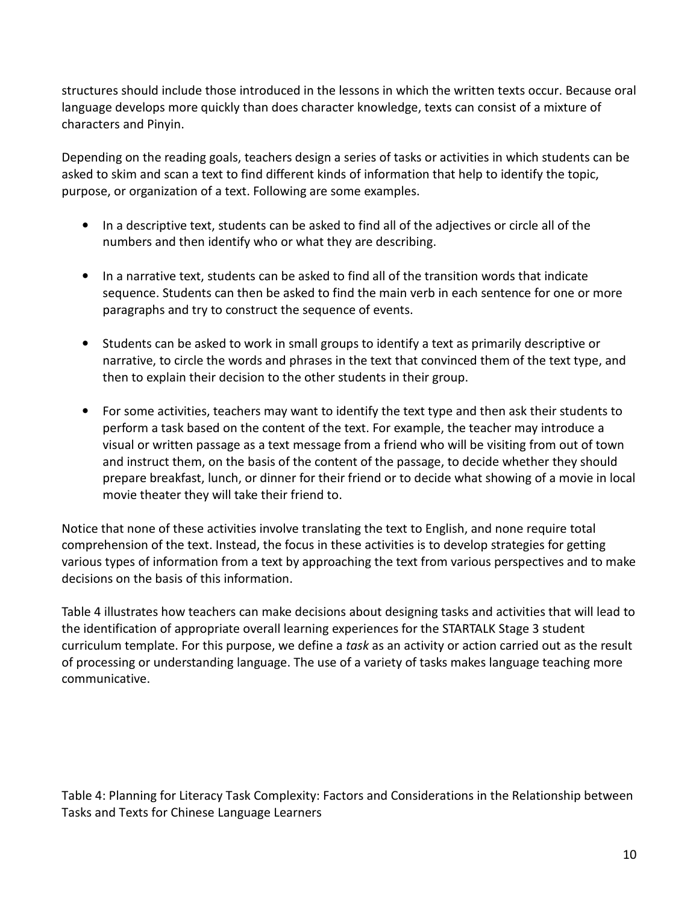structures should include those introduced in the lessons in which the written texts occur. Because oral language develops more quickly than does character knowledge, texts can consist of a mixture of characters and Pinyin.

Depending on the reading goals, teachers design a series of tasks or activities in which students can be asked to skim and scan a text to find different kinds of information that help to identify the topic, purpose, or organization of a text. Following are some examples.

- In a descriptive text, students can be asked to find all of the adjectives or circle all of the numbers and then identify who or what they are describing.

- In a narrative text, students can be asked to find all of the transition words that indicate sequence. Students can then be asked to find the main verb in each sentence for one or more paragraphs and try to construct the sequence of events.

- Students can be asked to work in small groups to identify a text as primarily descriptive or narrative, to circle the words and phrases in the text that convinced them of the text type, and then to explain their decision to the other students in their group.

- For some activities, teachers may want to identify the text type and then ask their students to perform a task based on the content of the text. For example, the teacher may introduce a visual or written passage as a text message from a friend who will be visiting from out of town and instruct them, on the basis of the content of the passage, to decide whether they should prepare breakfast, lunch, or dinner for their friend or to decide what showing of a movie in local movie theater they will take their friend to.

Notice that none of these activities involve translating the text to English, and none require total comprehension of the text. Instead, the focus in these activities is to develop strategies for getting various types of information from a text by approaching the text from various perspectives and to make decisions on the basis of this information.

Table 4 illustrates how teachers can make decisions about designing tasks and activities that will lead to the identification of appropriate overall learning experiences for the STARTALK Stage 3 student curriculum template. For this purpose, we define a *task* as an activity or action carried out as the result of processing or understanding language. The use of a variety of tasks makes language teaching more communicative.

Table 4: Planning for Literacy Task Complexity: Factors and Considerations in the Relationship between Tasks and Texts for Chinese Language Learners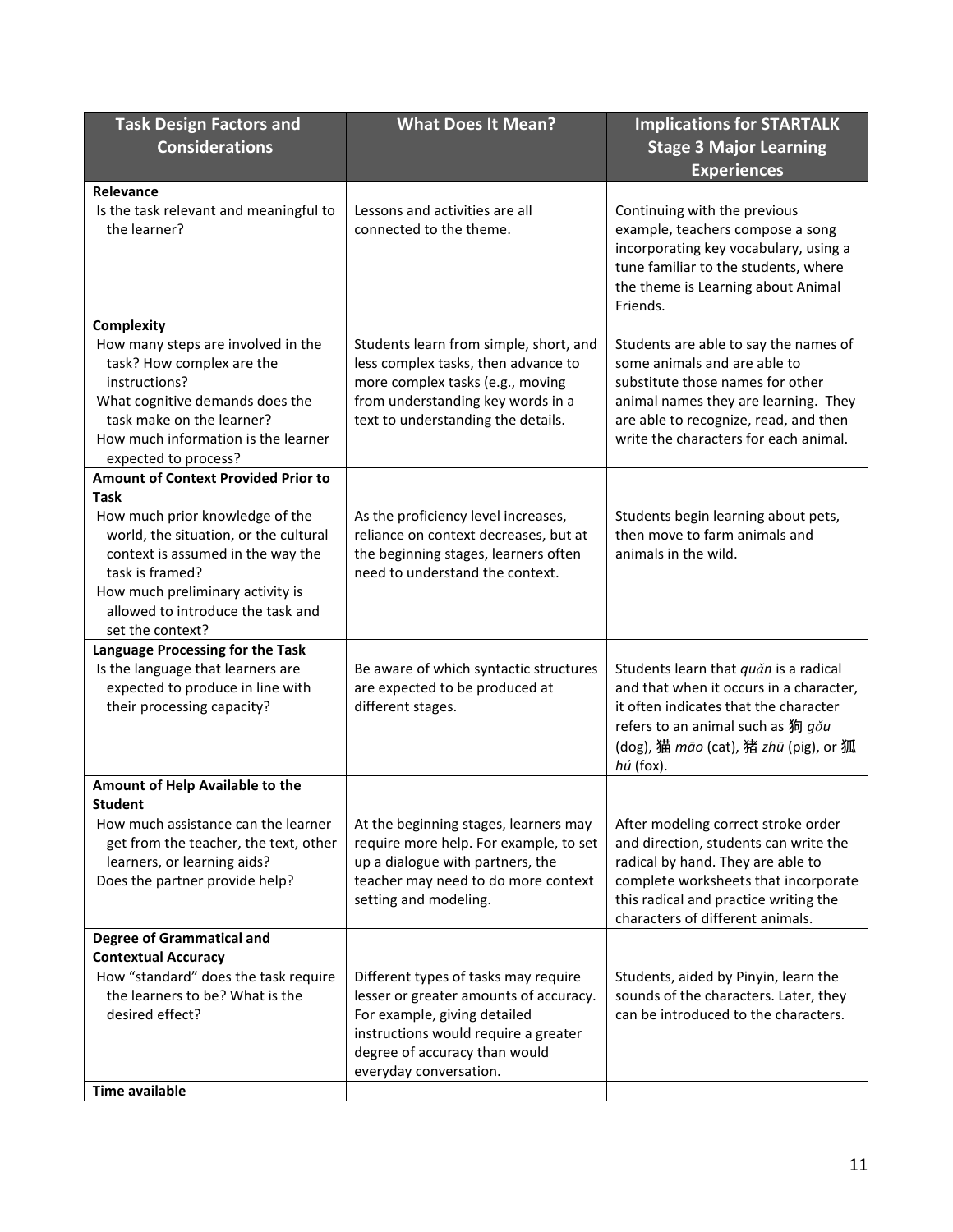| Task Design Factors and Considerations | What Does It Mean? | Implications for STARTALK Stage 3 Major Learning Experiences |
|---|---|---|
| **Relevance**<br>Is the task relevant and meaningful to the learner? | Lessons and activities are all connected to the theme. | Continuing with the previous example, teachers compose a song incorporating key vocabulary, using a tune familiar to the students, where the theme is Learning about Animal Friends. |
| **Complexity**<br>How many steps are involved in the task? How complex are the instructions?<br>What cognitive demands does the task make on the learner?<br>How much information is the learner expected to process? | Students learn from simple, short, and less complex tasks, then advance to more complex tasks (e.g., moving from understanding key words in a text to understanding the details. | Students are able to say the names of some animals and are able to substitute those names for other animal names they are learning. They are able to recognize, read, and then write the characters for each animal. |
| **Amount of Context Provided Prior to Task**<br>How much prior knowledge of the world, the situation, or the cultural context is assumed in the way the task is framed?<br>How much preliminary activity is allowed to introduce the task and set the context? | As the proficiency level increases, reliance on context decreases, but at the beginning stages, learners often need to understand the context. | Students begin learning about pets, then move to farm animals and animals in the wild. |
| **Language Processing for the Task**<br>Is the language that learners are expected to produce in line with their processing capacity? | Be aware of which syntactic structures are expected to be produced at different stages. | Students learn that *quǎn* is a radical and that when it occurs in a character, it often indicates that the character refers to an animal such as 狗 *gǒu* (dog), 猫 *māo* (cat), 猪 *zhū* (pig), or 狐 *hú* (fox). |
| **Amount of Help Available to the Student**<br>How much assistance can the learner get from the teacher, the text, other learners, or learning aids?<br>Does the partner provide help? | At the beginning stages, learners may require more help. For example, to set up a dialogue with partners, the teacher may need to do more context setting and modeling. | After modeling correct stroke order and direction, students can write the radical by hand. They are able to complete worksheets that incorporate this radical and practice writing the characters of different animals. |
| **Degree of Grammatical and Contextual Accuracy**<br>How "standard" does the task require the learners to be? What is the desired effect? | Different types of tasks may require lesser or greater amounts of accuracy. For example, giving detailed instructions would require a greater degree of accuracy than would everyday conversation. | Students, aided by Pinyin, learn the sounds of the characters. Later, they can be introduced to the characters. |
| **Time available** | | |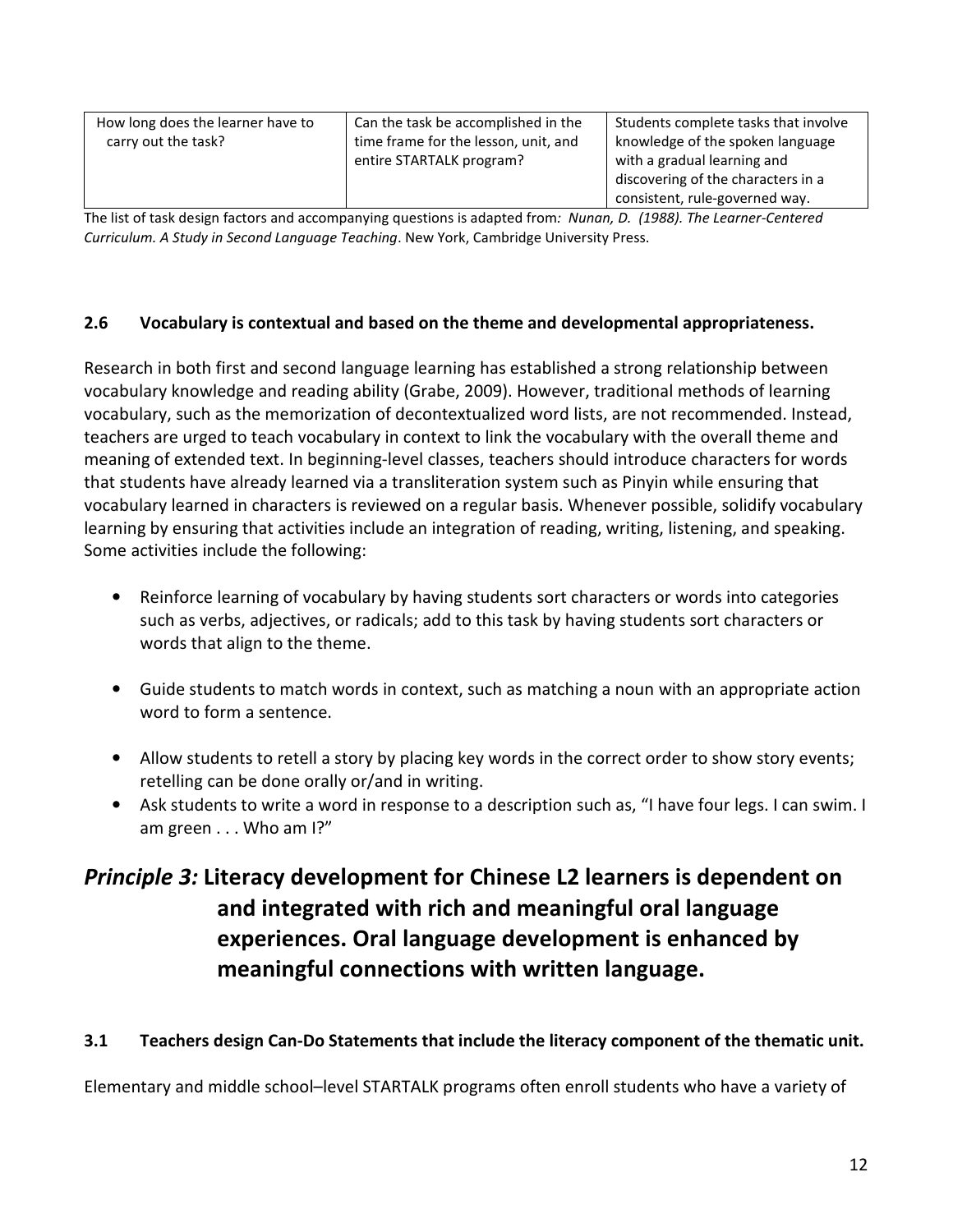| How long does the learner have to carry out the task? | Can the task be accomplished in the time frame for the lesson, unit, and entire STARTALK program? | Students complete tasks that involve knowledge of the spoken language with a gradual learning and discovering of the characters in a consistent, rule-governed way. |
|---|---|---|

The list of task design factors and accompanying questions is adapted from*: Nunan, D. (1988). The Learner-Centered Curriculum. A Study in Second Language Teaching*. New York, Cambridge University Press.

### 2.6 Vocabulary is contextual and based on the theme and developmental appropriateness.

Research in both first and second language learning has established a strong relationship between vocabulary knowledge and reading ability (Grabe, 2009). However, traditional methods of learning vocabulary, such as the memorization of decontextualized word lists, are not recommended. Instead, teachers are urged to teach vocabulary in context to link the vocabulary with the overall theme and meaning of extended text. In beginning-level classes, teachers should introduce characters for words that students have already learned via a transliteration system such as Pinyin while ensuring that vocabulary learned in characters is reviewed on a regular basis. Whenever possible, solidify vocabulary learning by ensuring that activities include an integration of reading, writing, listening, and speaking. Some activities include the following:

- Reinforce learning of vocabulary by having students sort characters or words into categories such as verbs, adjectives, or radicals; add to this task by having students sort characters or words that align to the theme.
- Guide students to match words in context, such as matching a noun with an appropriate action word to form a sentence.
- Allow students to retell a story by placing key words in the correct order to show story events; retelling can be done orally or/and in writing.
- Ask students to write a word in response to a description such as, "I have four legs. I can swim. I am green . . . Who am I?"

## *Principle 3:* Literacy development for Chinese L2 learners is dependent on and integrated with rich and meaningful oral language experiences. Oral language development is enhanced by meaningful connections with written language.

### 3.1 Teachers design Can-Do Statements that include the literacy component of the thematic unit.

Elementary and middle school–level STARTALK programs often enroll students who have a variety of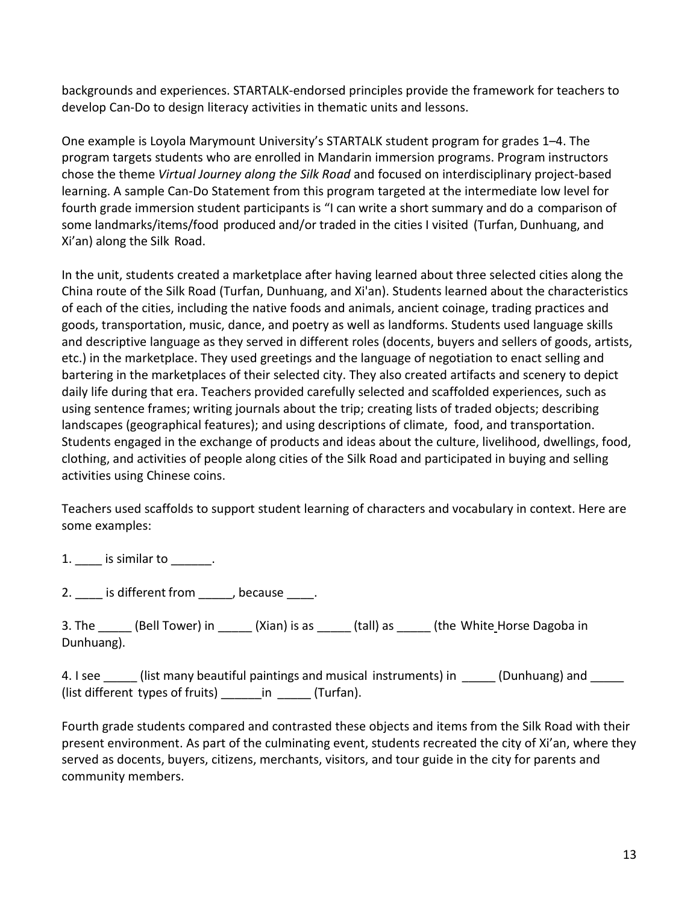backgrounds and experiences. STARTALK-endorsed principles provide the framework for teachers to develop Can-Do to design literacy activities in thematic units and lessons.

One example is Loyola Marymount University's STARTALK student program for grades 1–4. The program targets students who are enrolled in Mandarin immersion programs. Program instructors chose the theme *Virtual Journey along the Silk Road* and focused on interdisciplinary project-based learning. A sample Can-Do Statement from this program targeted at the intermediate low level for fourth grade immersion student participants is "I can write a short summary and do a comparison of some landmarks/items/food produced and/or traded in the cities I visited (Turfan, Dunhuang, and Xi'an) along the Silk Road.

In the unit, students created a marketplace after having learned about three selected cities along the China route of the Silk Road (Turfan, Dunhuang, and Xi'an). Students learned about the characteristics of each of the cities, including the native foods and animals, ancient coinage, trading practices and goods, transportation, music, dance, and poetry as well as landforms. Students used language skills and descriptive language as they served in different roles (docents, buyers and sellers of goods, artists, etc.) in the marketplace. They used greetings and the language of negotiation to enact selling and bartering in the marketplaces of their selected city. They also created artifacts and scenery to depict daily life during that era. Teachers provided carefully selected and scaffolded experiences, such as using sentence frames; writing journals about the trip; creating lists of traded objects; describing landscapes (geographical features); and using descriptions of climate, food, and transportation. Students engaged in the exchange of products and ideas about the culture, livelihood, dwellings, food, clothing, and activities of people along cities of the Silk Road and participated in buying and selling activities using Chinese coins.

Teachers used scaffolds to support student learning of characters and vocabulary in context. Here are some examples:

1. ____ is similar to ______.

2. ____ is different from _____, because ____.

3. The _____ (Bell Tower) in _____ (Xian) is as _____ (tall) as _____ (the White Horse Dagoba in Dunhuang).

4. I see _____ (list many beautiful paintings and musical instruments) in _____ (Dunhuang) and _____ (list different types of fruits) ______in _____ (Turfan).

Fourth grade students compared and contrasted these objects and items from the Silk Road with their present environment. As part of the culminating event, students recreated the city of Xi'an, where they served as docents, buyers, citizens, merchants, visitors, and tour guide in the city for parents and community members.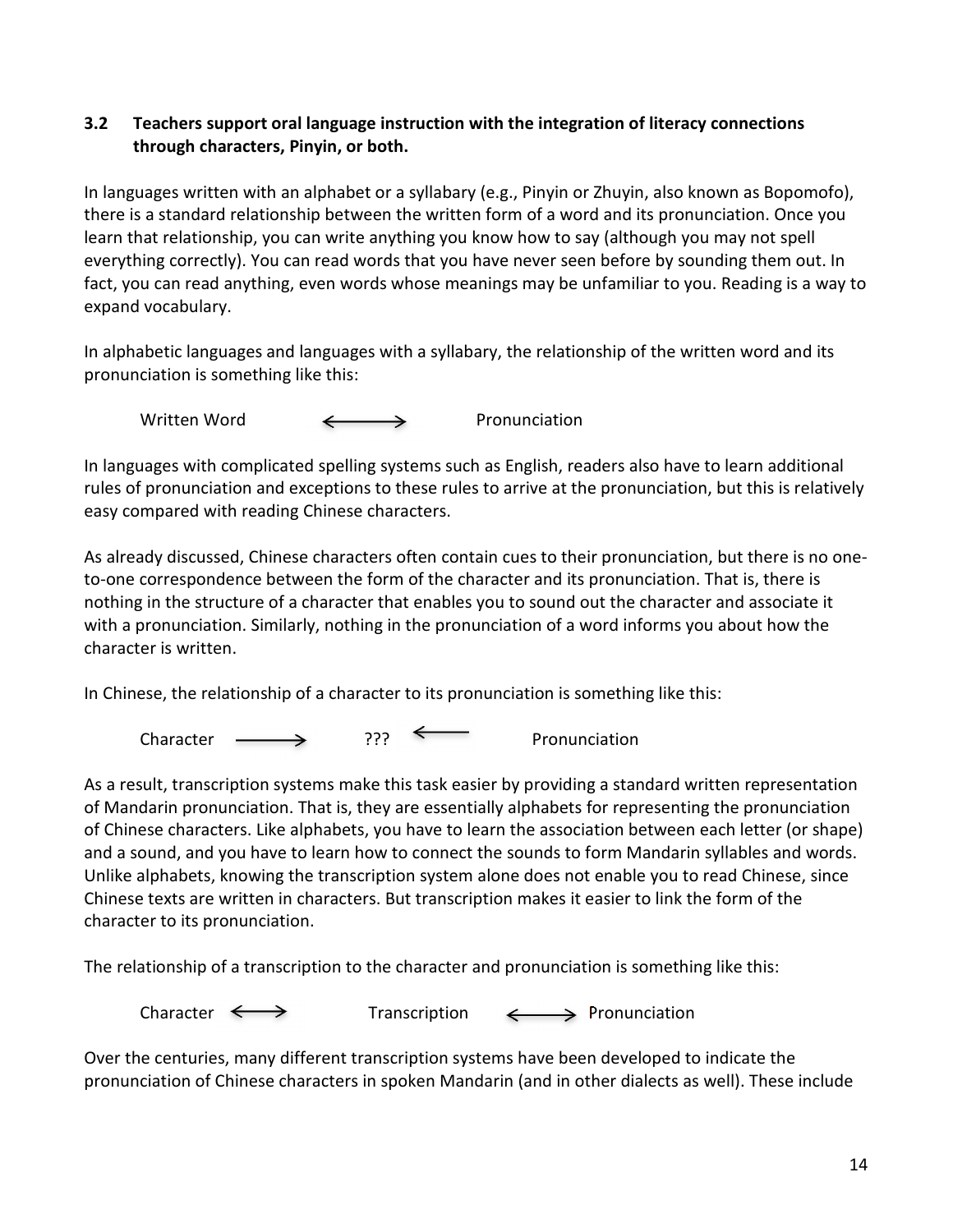### 3.2 Teachers support oral language instruction with the integration of literacy connections through characters, Pinyin, or both.

In languages written with an alphabet or a syllabary (e.g., Pinyin or Zhuyin, also known as Bopomofo), there is a standard relationship between the written form of a word and its pronunciation. Once you learn that relationship, you can write anything you know how to say (although you may not spell everything correctly). You can read words that you have never seen before by sounding them out. In fact, you can read anything, even words whose meanings may be unfamiliar to you. Reading is a way to expand vocabulary.

In alphabetic languages and languages with a syllabary, the relationship of the written word and its pronunciation is something like this:

Written Word ⟷ Pronunciation

In languages with complicated spelling systems such as English, readers also have to learn additional rules of pronunciation and exceptions to these rules to arrive at the pronunciation, but this is relatively easy compared with reading Chinese characters.

As already discussed, Chinese characters often contain cues to their pronunciation, but there is no one-to-one correspondence between the form of the character and its pronunciation. That is, there is nothing in the structure of a character that enables you to sound out the character and associate it with a pronunciation. Similarly, nothing in the pronunciation of a word informs you about how the character is written.

In Chinese, the relationship of a character to its pronunciation is something like this:

Character ⟶ ??? ⟵ Pronunciation

As a result, transcription systems make this task easier by providing a standard written representation of Mandarin pronunciation. That is, they are essentially alphabets for representing the pronunciation of Chinese characters. Like alphabets, you have to learn the association between each letter (or shape) and a sound, and you have to learn how to connect the sounds to form Mandarin syllables and words. Unlike alphabets, knowing the transcription system alone does not enable you to read Chinese, since Chinese texts are written in characters. But transcription makes it easier to link the form of the character to its pronunciation.

The relationship of a transcription to the character and pronunciation is something like this:

Character ⟷ Transcription ⟷ Pronunciation

Over the centuries, many different transcription systems have been developed to indicate the pronunciation of Chinese characters in spoken Mandarin (and in other dialects as well). These include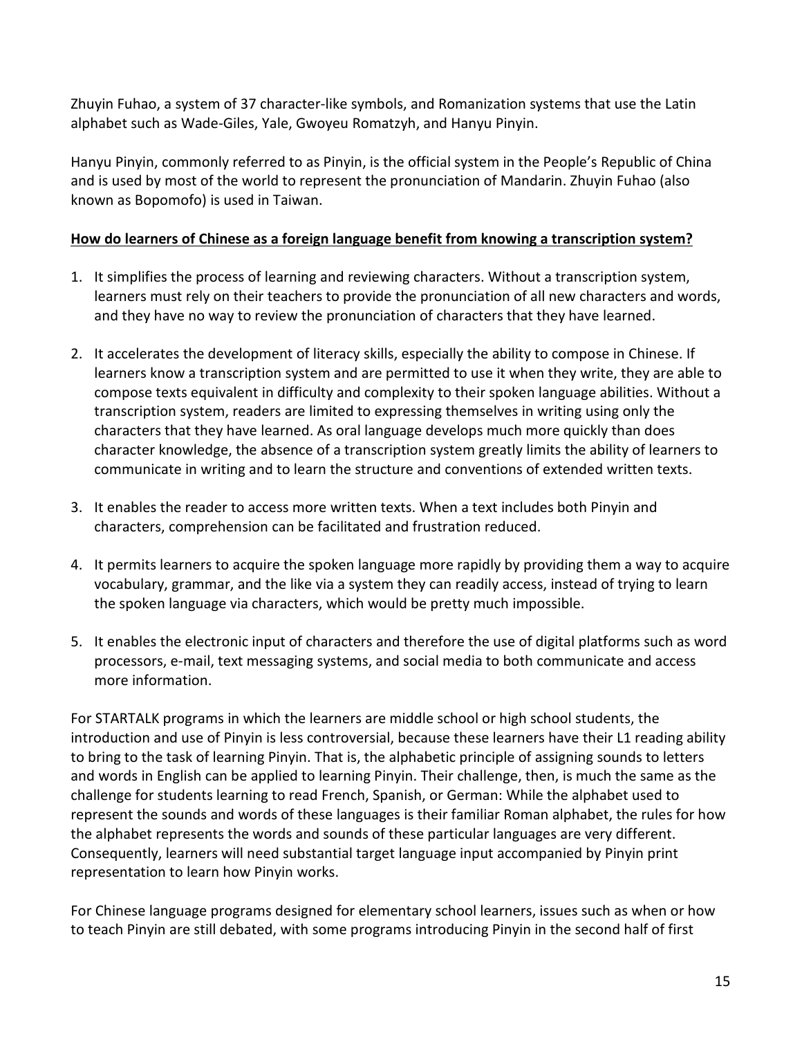Zhuyin Fuhao, a system of 37 character-like symbols, and Romanization systems that use the Latin alphabet such as Wade-Giles, Yale, Gwoyeu Romatzyh, and Hanyu Pinyin.

Hanyu Pinyin, commonly referred to as Pinyin, is the official system in the People's Republic of China and is used by most of the world to represent the pronunciation of Mandarin. Zhuyin Fuhao (also known as Bopomofo) is used in Taiwan.

**<u>How do learners of Chinese as a foreign language benefit from knowing a transcription system?</u>**

1. It simplifies the process of learning and reviewing characters. Without a transcription system, learners must rely on their teachers to provide the pronunciation of all new characters and words, and they have no way to review the pronunciation of characters that they have learned.

2. It accelerates the development of literacy skills, especially the ability to compose in Chinese. If learners know a transcription system and are permitted to use it when they write, they are able to compose texts equivalent in difficulty and complexity to their spoken language abilities. Without a transcription system, readers are limited to expressing themselves in writing using only the characters that they have learned. As oral language develops much more quickly than does character knowledge, the absence of a transcription system greatly limits the ability of learners to communicate in writing and to learn the structure and conventions of extended written texts.

3. It enables the reader to access more written texts. When a text includes both Pinyin and characters, comprehension can be facilitated and frustration reduced.

4. It permits learners to acquire the spoken language more rapidly by providing them a way to acquire vocabulary, grammar, and the like via a system they can readily access, instead of trying to learn the spoken language via characters, which would be pretty much impossible.

5. It enables the electronic input of characters and therefore the use of digital platforms such as word processors, e-mail, text messaging systems, and social media to both communicate and access more information.

For STARTALK programs in which the learners are middle school or high school students, the introduction and use of Pinyin is less controversial, because these learners have their L1 reading ability to bring to the task of learning Pinyin. That is, the alphabetic principle of assigning sounds to letters and words in English can be applied to learning Pinyin. Their challenge, then, is much the same as the challenge for students learning to read French, Spanish, or German: While the alphabet used to represent the sounds and words of these languages is their familiar Roman alphabet, the rules for how the alphabet represents the words and sounds of these particular languages are very different. Consequently, learners will need substantial target language input accompanied by Pinyin print representation to learn how Pinyin works.

For Chinese language programs designed for elementary school learners, issues such as when or how to teach Pinyin are still debated, with some programs introducing Pinyin in the second half of first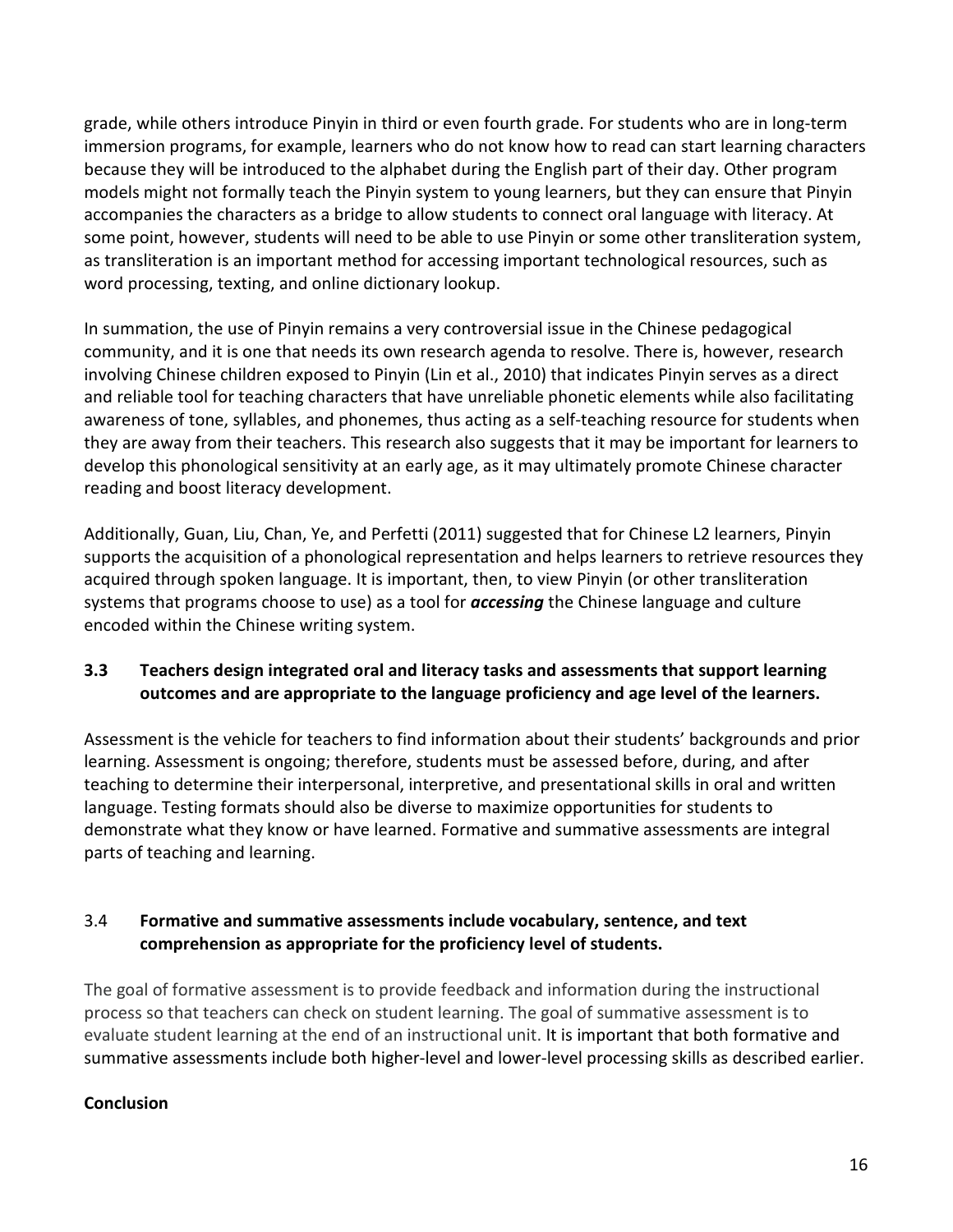grade, while others introduce Pinyin in third or even fourth grade. For students who are in long-term immersion programs, for example, learners who do not know how to read can start learning characters because they will be introduced to the alphabet during the English part of their day. Other program models might not formally teach the Pinyin system to young learners, but they can ensure that Pinyin accompanies the characters as a bridge to allow students to connect oral language with literacy. At some point, however, students will need to be able to use Pinyin or some other transliteration system, as transliteration is an important method for accessing important technological resources, such as word processing, texting, and online dictionary lookup.

In summation, the use of Pinyin remains a very controversial issue in the Chinese pedagogical community, and it is one that needs its own research agenda to resolve. There is, however, research involving Chinese children exposed to Pinyin (Lin et al., 2010) that indicates Pinyin serves as a direct and reliable tool for teaching characters that have unreliable phonetic elements while also facilitating awareness of tone, syllables, and phonemes, thus acting as a self-teaching resource for students when they are away from their teachers. This research also suggests that it may be important for learners to develop this phonological sensitivity at an early age, as it may ultimately promote Chinese character reading and boost literacy development.

Additionally, Guan, Liu, Chan, Ye, and Perfetti (2011) suggested that for Chinese L2 learners, Pinyin supports the acquisition of a phonological representation and helps learners to retrieve resources they acquired through spoken language. It is important, then, to view Pinyin (or other transliteration systems that programs choose to use) as a tool for ***accessing*** the Chinese language and culture encoded within the Chinese writing system.

### 3.3 Teachers design integrated oral and literacy tasks and assessments that support learning outcomes and are appropriate to the language proficiency and age level of the learners.

Assessment is the vehicle for teachers to find information about their students' backgrounds and prior learning. Assessment is ongoing; therefore, students must be assessed before, during, and after teaching to determine their interpersonal, interpretive, and presentational skills in oral and written language. Testing formats should also be diverse to maximize opportunities for students to demonstrate what they know or have learned. Formative and summative assessments are integral parts of teaching and learning.

### 3.4 Formative and summative assessments include vocabulary, sentence, and text comprehension as appropriate for the proficiency level of students.

The goal of formative assessment is to provide feedback and information during the instructional process so that teachers can check on student learning. The goal of summative assessment is to evaluate student learning at the end of an instructional unit. It is important that both formative and summative assessments include both higher-level and lower-level processing skills as described earlier.

## Conclusion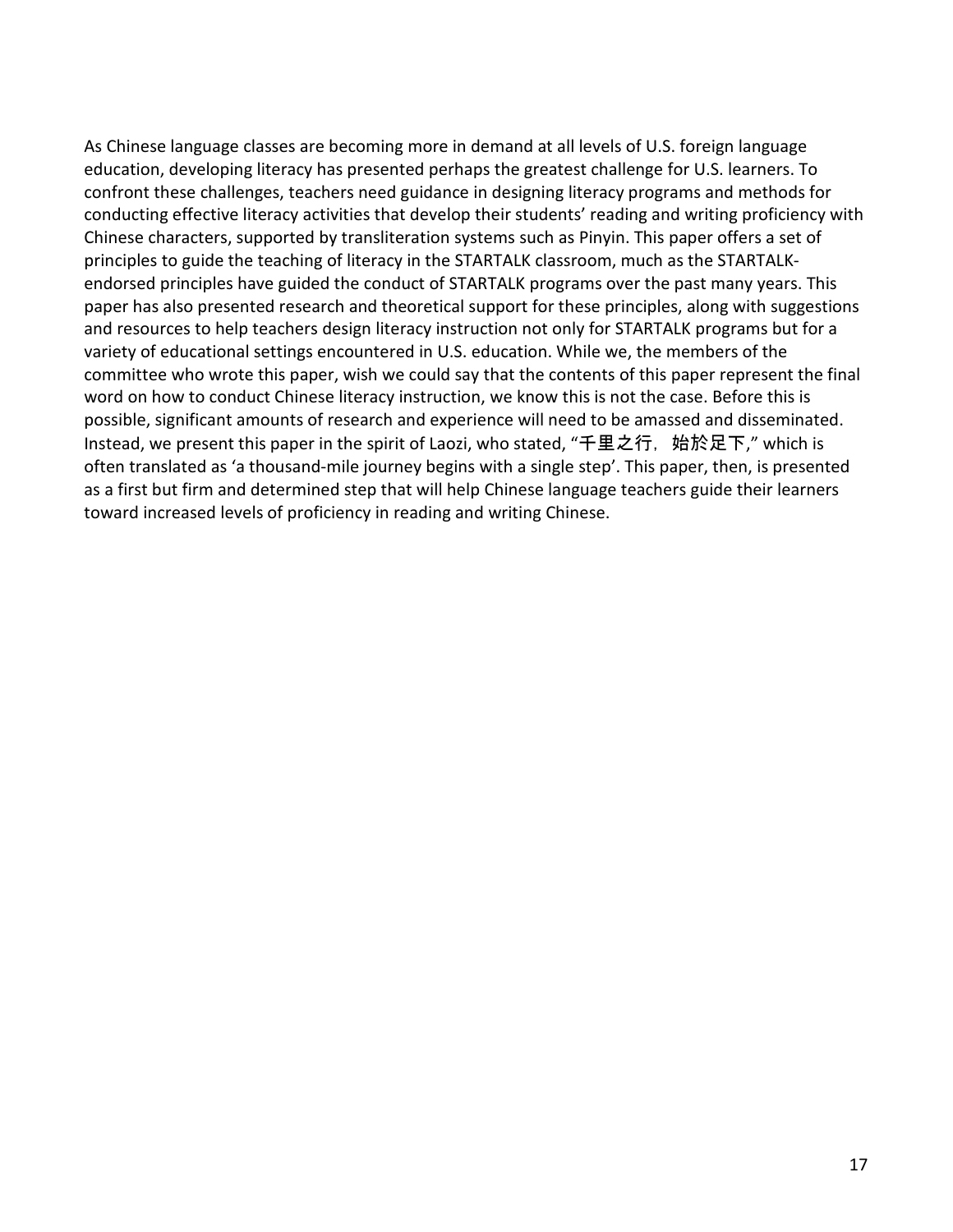As Chinese language classes are becoming more in demand at all levels of U.S. foreign language education, developing literacy has presented perhaps the greatest challenge for U.S. learners. To confront these challenges, teachers need guidance in designing literacy programs and methods for conducting effective literacy activities that develop their students' reading and writing proficiency with Chinese characters, supported by transliteration systems such as Pinyin. This paper offers a set of principles to guide the teaching of literacy in the STARTALK classroom, much as the STARTALK-endorsed principles have guided the conduct of STARTALK programs over the past many years. This paper has also presented research and theoretical support for these principles, along with suggestions and resources to help teachers design literacy instruction not only for STARTALK programs but for a variety of educational settings encountered in U.S. education. While we, the members of the committee who wrote this paper, wish we could say that the contents of this paper represent the final word on how to conduct Chinese literacy instruction, we know this is not the case. Before this is possible, significant amounts of research and experience will need to be amassed and disseminated. Instead, we present this paper in the spirit of Laozi, who stated, "千里之行，始於足下," which is often translated as 'a thousand-mile journey begins with a single step'. This paper, then, is presented as a first but firm and determined step that will help Chinese language teachers guide their learners toward increased levels of proficiency in reading and writing Chinese.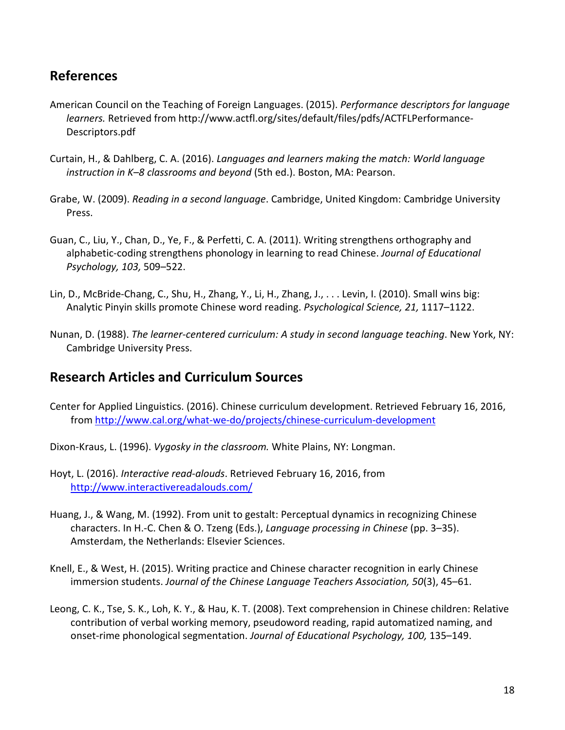## References

American Council on the Teaching of Foreign Languages. (2015). *Performance descriptors for language learners.* Retrieved from http://www.actfl.org/sites/default/files/pdfs/ACTFLPerformance-Descriptors.pdf

Curtain, H., & Dahlberg, C. A. (2016). *Languages and learners making the match: World language instruction in K–8 classrooms and beyond* (5th ed.). Boston, MA: Pearson.

Grabe, W. (2009). *Reading in a second language*. Cambridge, United Kingdom: Cambridge University Press.

Guan, C., Liu, Y., Chan, D., Ye, F., & Perfetti, C. A. (2011). Writing strengthens orthography and alphabetic-coding strengthens phonology in learning to read Chinese. *Journal of Educational Psychology, 103,* 509–522.

Lin, D., McBride-Chang, C., Shu, H., Zhang, Y., Li, H., Zhang, J., . . . Levin, I. (2010). Small wins big: Analytic Pinyin skills promote Chinese word reading. *Psychological Science, 21,* 1117–1122.

Nunan, D. (1988). *The learner-centered curriculum: A study in second language teaching*. New York, NY: Cambridge University Press.

## Research Articles and Curriculum Sources

Center for Applied Linguistics. (2016). Chinese curriculum development. Retrieved February 16, 2016, from http://www.cal.org/what-we-do/projects/chinese-curriculum-development

Dixon-Kraus, L. (1996). *Vygosky in the classroom.* White Plains, NY: Longman.

Hoyt, L. (2016). *Interactive read-alouds*. Retrieved February 16, 2016, from http://www.interactivereadalouds.com/

Huang, J., & Wang, M. (1992). From unit to gestalt: Perceptual dynamics in recognizing Chinese characters. In H.-C. Chen & O. Tzeng (Eds.), *Language processing in Chinese* (pp. 3–35). Amsterdam, the Netherlands: Elsevier Sciences.

Knell, E., & West, H. (2015). Writing practice and Chinese character recognition in early Chinese immersion students. *Journal of the Chinese Language Teachers Association, 50*(3), 45–61.

Leong, C. K., Tse, S. K., Loh, K. Y., & Hau, K. T. (2008). Text comprehension in Chinese children: Relative contribution of verbal working memory, pseudoword reading, rapid automatized naming, and onset-rime phonological segmentation. *Journal of Educational Psychology, 100,* 135–149.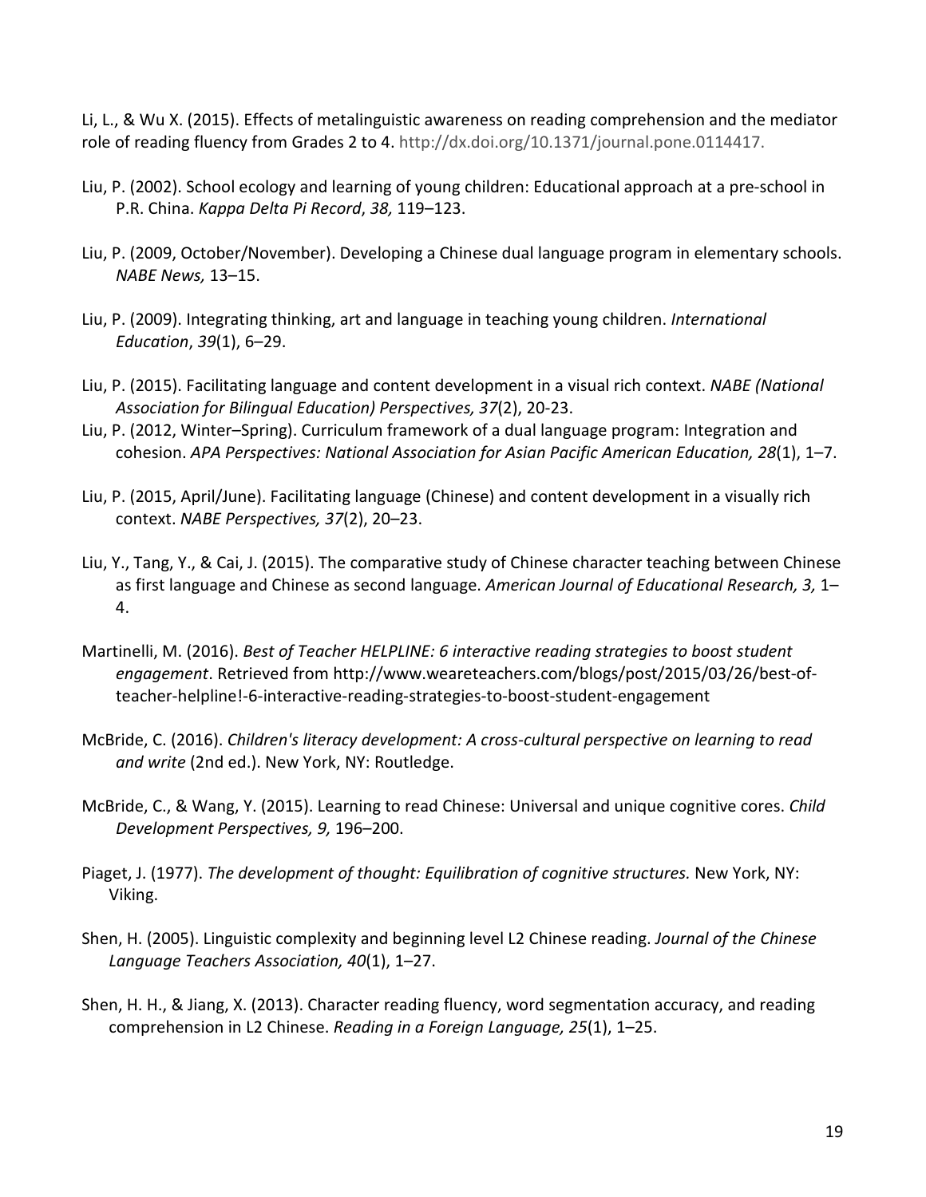Li, L., & Wu X. (2015). Effects of metalinguistic awareness on reading comprehension and the mediator role of reading fluency from Grades 2 to 4. http://dx.doi.org/10.1371/journal.pone.0114417.

Liu, P. (2002). School ecology and learning of young children: Educational approach at a pre-school in P.R. China. *Kappa Delta Pi Record*, *38,* 119–123.

Liu, P. (2009, October/November). Developing a Chinese dual language program in elementary schools. *NABE News,* 13–15.

Liu, P. (2009). Integrating thinking, art and language in teaching young children. *International Education*, *39*(1), 6–29.

Liu, P. (2015). Facilitating language and content development in a visual rich context. *NABE (National Association for Bilingual Education) Perspectives, 37*(2), 20-23.

Liu, P. (2012, Winter–Spring). Curriculum framework of a dual language program: Integration and cohesion. *APA Perspectives: National Association for Asian Pacific American Education, 28*(1), 1–7.

Liu, P. (2015, April/June). Facilitating language (Chinese) and content development in a visually rich context. *NABE Perspectives, 37*(2), 20–23.

Liu, Y., Tang, Y., & Cai, J. (2015). The comparative study of Chinese character teaching between Chinese as first language and Chinese as second language. *American Journal of Educational Research, 3,* 1–4.

Martinelli, M. (2016). *Best of Teacher HELPLINE: 6 interactive reading strategies to boost student engagement*. Retrieved from http://www.weareteachers.com/blogs/post/2015/03/26/best-of-teacher-helpline!-6-interactive-reading-strategies-to-boost-student-engagement

McBride, C. (2016). *Children's literacy development: A cross-cultural perspective on learning to read and write* (2nd ed.). New York, NY: Routledge.

McBride, C., & Wang, Y. (2015). Learning to read Chinese: Universal and unique cognitive cores. *Child Development Perspectives, 9,* 196–200.

Piaget, J. (1977). *The development of thought: Equilibration of cognitive structures.* New York, NY: Viking.

Shen, H. (2005). Linguistic complexity and beginning level L2 Chinese reading. *Journal of the Chinese Language Teachers Association, 40*(1), 1–27.

Shen, H. H., & Jiang, X. (2013). Character reading fluency, word segmentation accuracy, and reading comprehension in L2 Chinese. *Reading in a Foreign Language, 25*(1), 1–25.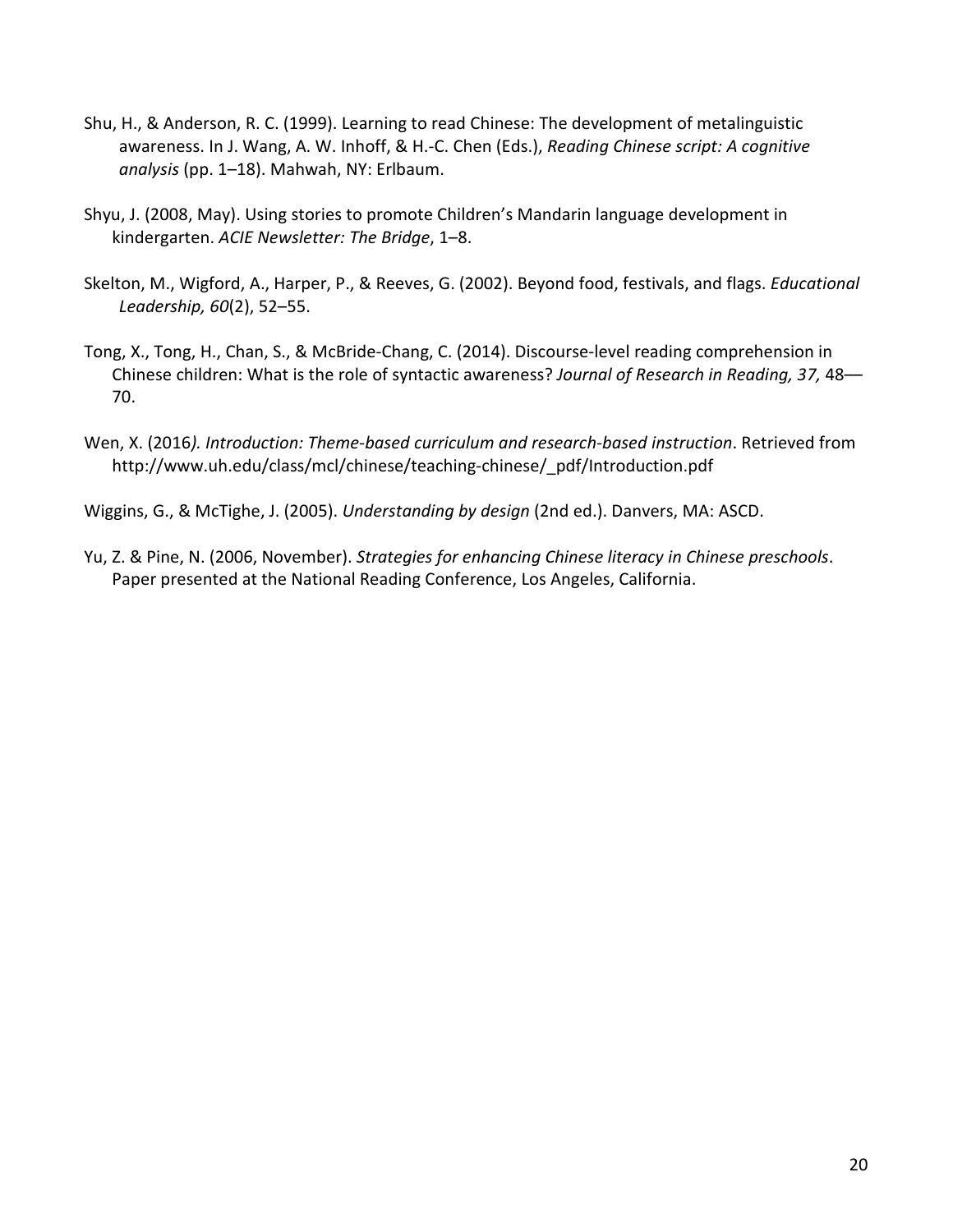Shu, H., & Anderson, R. C. (1999). Learning to read Chinese: The development of metalinguistic awareness. In J. Wang, A. W. Inhoff, & H.-C. Chen (Eds.), *Reading Chinese script: A cognitive analysis* (pp. 1–18). Mahwah, NY: Erlbaum.

Shyu, J. (2008, May). Using stories to promote Children's Mandarin language development in kindergarten. *ACIE Newsletter: The Bridge*, 1–8.

Skelton, M., Wigford, A., Harper, P., & Reeves, G. (2002). Beyond food, festivals, and flags. *Educational Leadership, 60*(2), 52–55.

Tong, X., Tong, H., Chan, S., & McBride-Chang, C. (2014). Discourse-level reading comprehension in Chinese children: What is the role of syntactic awareness? *Journal of Research in Reading, 37,* 48––70.

Wen, X. (2016*). Introduction: Theme-based curriculum and research-based instruction*. Retrieved from http://www.uh.edu/class/mcl/chinese/teaching-chinese/_pdf/Introduction.pdf

Wiggins, G., & McTighe, J. (2005). *Understanding by design* (2nd ed.). Danvers, MA: ASCD.

Yu, Z. & Pine, N. (2006, November). *Strategies for enhancing Chinese literacy in Chinese preschools*. Paper presented at the National Reading Conference, Los Angeles, California.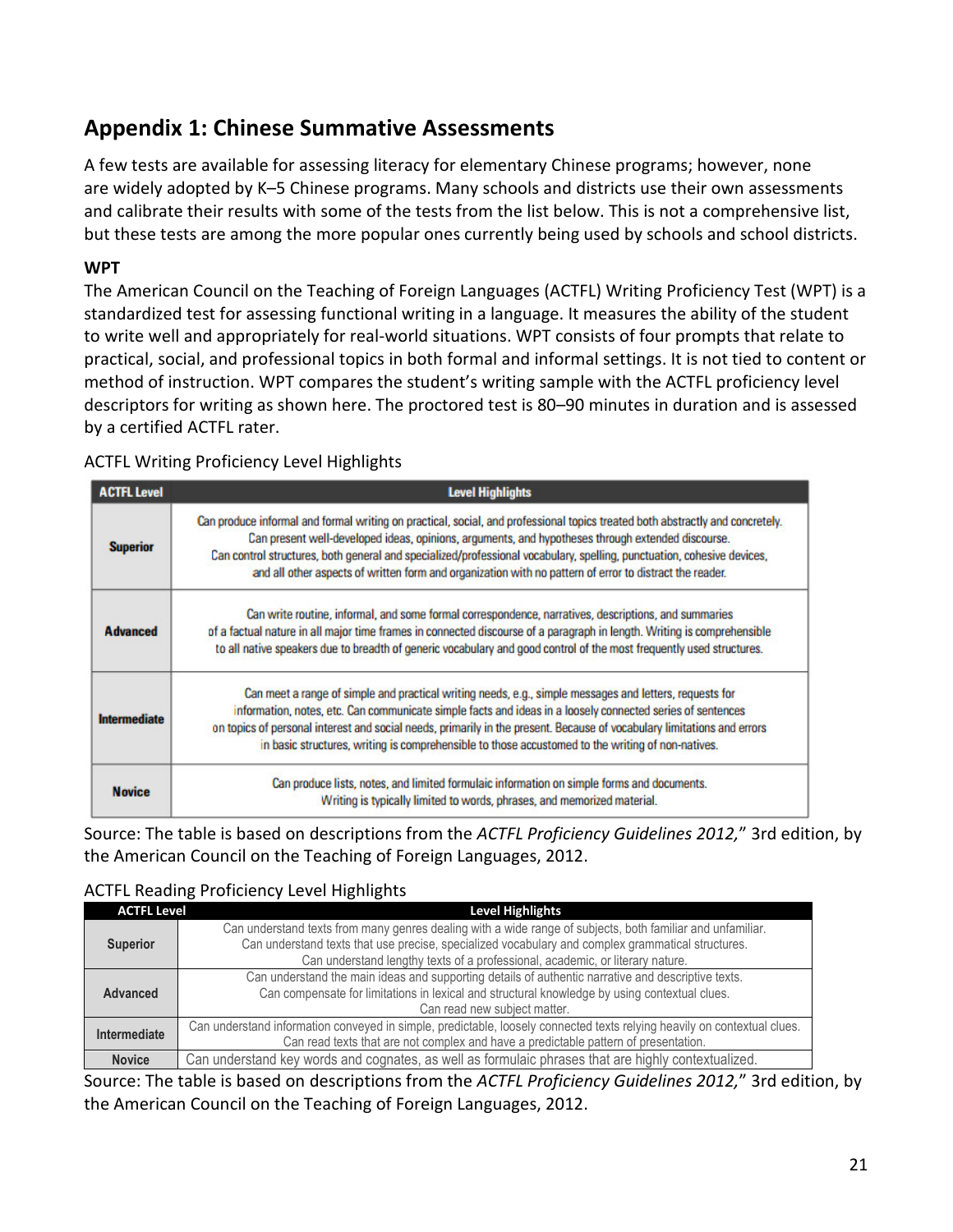## Appendix 1: Chinese Summative Assessments

A few tests are available for assessing literacy for elementary Chinese programs; however, none are widely adopted by K–5 Chinese programs. Many schools and districts use their own assessments and calibrate their results with some of the tests from the list below. This is not a comprehensive list, but these tests are among the more popular ones currently being used by schools and school districts.

**WPT**

The American Council on the Teaching of Foreign Languages (ACTFL) Writing Proficiency Test (WPT) is a standardized test for assessing functional writing in a language. It measures the ability of the student to write well and appropriately for real-world situations. WPT consists of four prompts that relate to practical, social, and professional topics in both formal and informal settings. It is not tied to content or method of instruction. WPT compares the student's writing sample with the ACTFL proficiency level descriptors for writing as shown here. The proctored test is 80–90 minutes in duration and is assessed by a certified ACTFL rater.

ACTFL Writing Proficiency Level Highlights

| ACTFL Level | Level Highlights |
|---|---|
| **Superior** | Can produce informal and formal writing on practical, social, and professional topics treated both abstractly and concretely. Can present well-developed ideas, opinions, arguments, and hypotheses through extended discourse. Can control structures, both general and specialized/professional vocabulary, spelling, punctuation, cohesive devices, and all other aspects of written form and organization with no pattern of error to distract the reader. |
| **Advanced** | Can write routine, informal, and some formal correspondence, narratives, descriptions, and summaries of a factual nature in all major time frames in connected discourse of a paragraph in length. Writing is comprehensible to all native speakers due to breadth of generic vocabulary and good control of the most frequently used structures. |
| **Intermediate** | Can meet a range of simple and practical writing needs, e.g., simple messages and letters, requests for information, notes, etc. Can communicate simple facts and ideas in a loosely connected series of sentences on topics of personal interest and social needs, primarily in the present. Because of vocabulary limitations and errors in basic structures, writing is comprehensible to those accustomed to the writing of non-natives. |
| **Novice** | Can produce lists, notes, and limited formulaic information on simple forms and documents. Writing is typically limited to words, phrases, and memorized material. |

Source: The table is based on descriptions from the *ACTFL Proficiency Guidelines 2012,*" 3rd edition, by the American Council on the Teaching of Foreign Languages, 2012.

ACTFL Reading Proficiency Level Highlights

| ACTFL Level | Level Highlights |
|---|---|
| Superior | Can understand texts from many genres dealing with a wide range of subjects, both familiar and unfamiliar. Can understand texts that use precise, specialized vocabulary and complex grammatical structures. Can understand lengthy texts of a professional, academic, or literary nature. |
| Advanced | Can understand the main ideas and supporting details of authentic narrative and descriptive texts. Can compensate for limitations in lexical and structural knowledge by using contextual clues. Can read new subject matter. |
| Intermediate | Can understand information conveyed in simple, predictable, loosely connected texts relying heavily on contextual clues. Can read texts that are not complex and have a predictable pattern of presentation. |
| Novice | Can understand key words and cognates, as well as formulaic phrases that are highly contextualized. |

Source: The table is based on descriptions from the *ACTFL Proficiency Guidelines 2012,*" 3rd edition, by the American Council on the Teaching of Foreign Languages, 2012.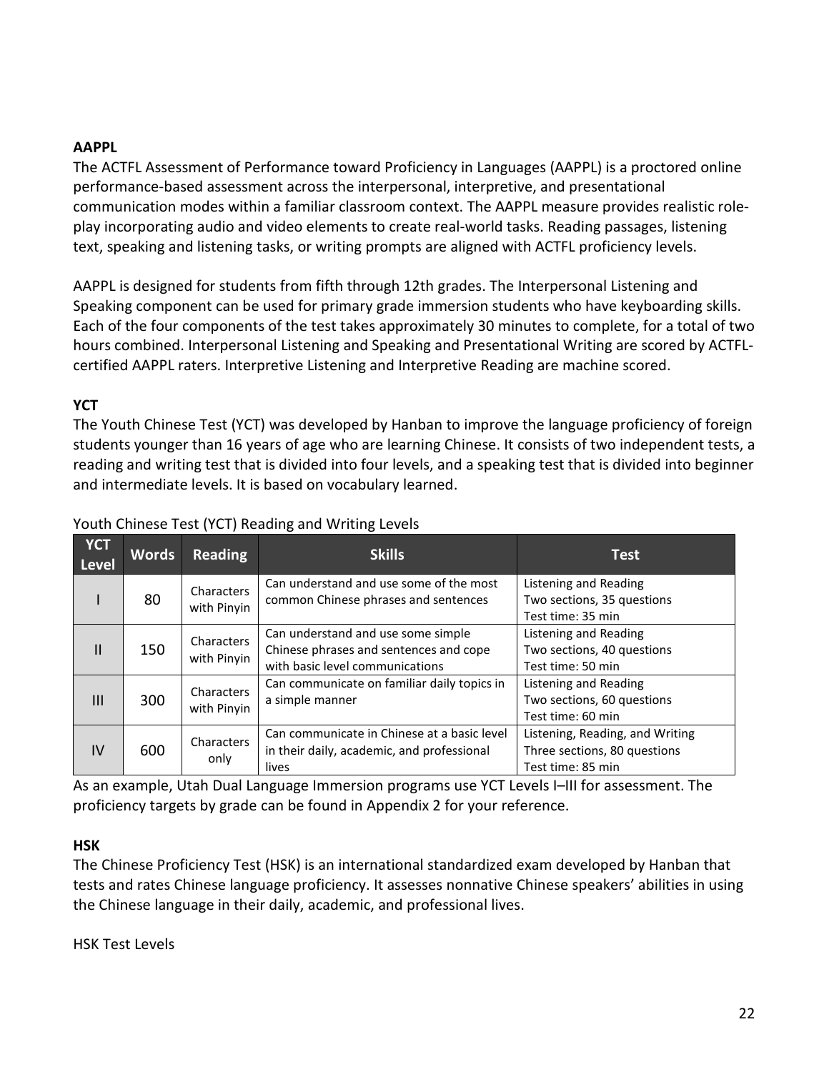**AAPPL**

The ACTFL Assessment of Performance toward Proficiency in Languages (AAPPL) is a proctored online performance-based assessment across the interpersonal, interpretive, and presentational communication modes within a familiar classroom context. The AAPPL measure provides realistic role-play incorporating audio and video elements to create real-world tasks. Reading passages, listening text, speaking and listening tasks, or writing prompts are aligned with ACTFL proficiency levels.

AAPPL is designed for students from fifth through 12th grades. The Interpersonal Listening and Speaking component can be used for primary grade immersion students who have keyboarding skills. Each of the four components of the test takes approximately 30 minutes to complete, for a total of two hours combined. Interpersonal Listening and Speaking and Presentational Writing are scored by ACTFL-certified AAPPL raters. Interpretive Listening and Interpretive Reading are machine scored.

**YCT**

The Youth Chinese Test (YCT) was developed by Hanban to improve the language proficiency of foreign students younger than 16 years of age who are learning Chinese. It consists of two independent tests, a reading and writing test that is divided into four levels, and a speaking test that is divided into beginner and intermediate levels. It is based on vocabulary learned.

Youth Chinese Test (YCT) Reading and Writing Levels

| YCT Level | Words | Reading | Skills | Test |
|---|---|---|---|---|
| I | 80 | Characters with Pinyin | Can understand and use some of the most common Chinese phrases and sentences | Listening and Reading<br>Two sections, 35 questions<br>Test time: 35 min |
| II | 150 | Characters with Pinyin | Can understand and use some simple Chinese phrases and sentences and cope with basic level communications | Listening and Reading<br>Two sections, 40 questions<br>Test time: 50 min |
| III | 300 | Characters with Pinyin | Can communicate on familiar daily topics in a simple manner | Listening and Reading<br>Two sections, 60 questions<br>Test time: 60 min |
| IV | 600 | Characters only | Can communicate in Chinese at a basic level in their daily, academic, and professional lives | Listening, Reading, and Writing<br>Three sections, 80 questions<br>Test time: 85 min |

As an example, Utah Dual Language Immersion programs use YCT Levels I–III for assessment. The proficiency targets by grade can be found in Appendix 2 for your reference.

**HSK**

The Chinese Proficiency Test (HSK) is an international standardized exam developed by Hanban that tests and rates Chinese language proficiency. It assesses nonnative Chinese speakers' abilities in using the Chinese language in their daily, academic, and professional lives.

HSK Test Levels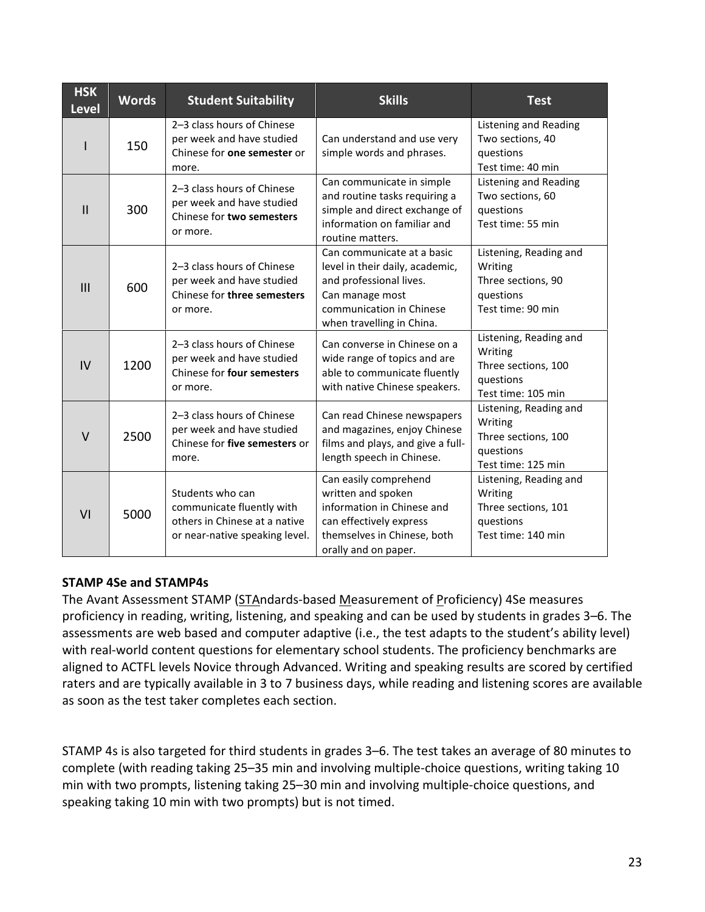| HSK Level | Words | Student Suitability | Skills | Test |
|---|---|---|---|---|
| I | 150 | 2–3 class hours of Chinese per week and have studied Chinese for **one semester** or more. | Can understand and use very simple words and phrases. | Listening and Reading<br>Two sections, 40 questions<br>Test time: 40 min |
| II | 300 | 2–3 class hours of Chinese per week and have studied Chinese for **two semesters** or more. | Can communicate in simple and routine tasks requiring a simple and direct exchange of information on familiar and routine matters. | Listening and Reading<br>Two sections, 60 questions<br>Test time: 55 min |
| III | 600 | 2–3 class hours of Chinese per week and have studied Chinese for **three semesters** or more. | Can communicate at a basic level in their daily, academic, and professional lives.<br>Can manage most communication in Chinese when travelling in China. | Listening, Reading and Writing<br>Three sections, 90 questions<br>Test time: 90 min |
| IV | 1200 | 2–3 class hours of Chinese per week and have studied Chinese for **four semesters** or more. | Can converse in Chinese on a wide range of topics and are able to communicate fluently with native Chinese speakers. | Listening, Reading and Writing<br>Three sections, 100 questions<br>Test time: 105 min |
| V | 2500 | 2–3 class hours of Chinese per week and have studied Chinese for **five semesters** or more. | Can read Chinese newspapers and magazines, enjoy Chinese films and plays, and give a full-length speech in Chinese. | Listening, Reading and Writing<br>Three sections, 100 questions<br>Test time: 125 min |
| VI | 5000 | Students who can communicate fluently with others in Chinese at a native or near-native speaking level. | Can easily comprehend written and spoken information in Chinese and can effectively express themselves in Chinese, both orally and on paper. | Listening, Reading and Writing<br>Three sections, 101 questions<br>Test time: 140 min |

**STAMP 4Se and STAMP4s**

The Avant Assessment STAMP (STAndards-based Measurement of Proficiency) 4Se measures proficiency in reading, writing, listening, and speaking and can be used by students in grades 3–6. The assessments are web based and computer adaptive (i.e., the test adapts to the student's ability level) with real-world content questions for elementary school students. The proficiency benchmarks are aligned to ACTFL levels Novice through Advanced. Writing and speaking results are scored by certified raters and are typically available in 3 to 7 business days, while reading and listening scores are available as soon as the test taker completes each section.

STAMP 4s is also targeted for third students in grades 3–6. The test takes an average of 80 minutes to complete (with reading taking 25–35 min and involving multiple-choice questions, writing taking 10 min with two prompts, listening taking 25–30 min and involving multiple-choice questions, and speaking taking 10 min with two prompts) but is not timed.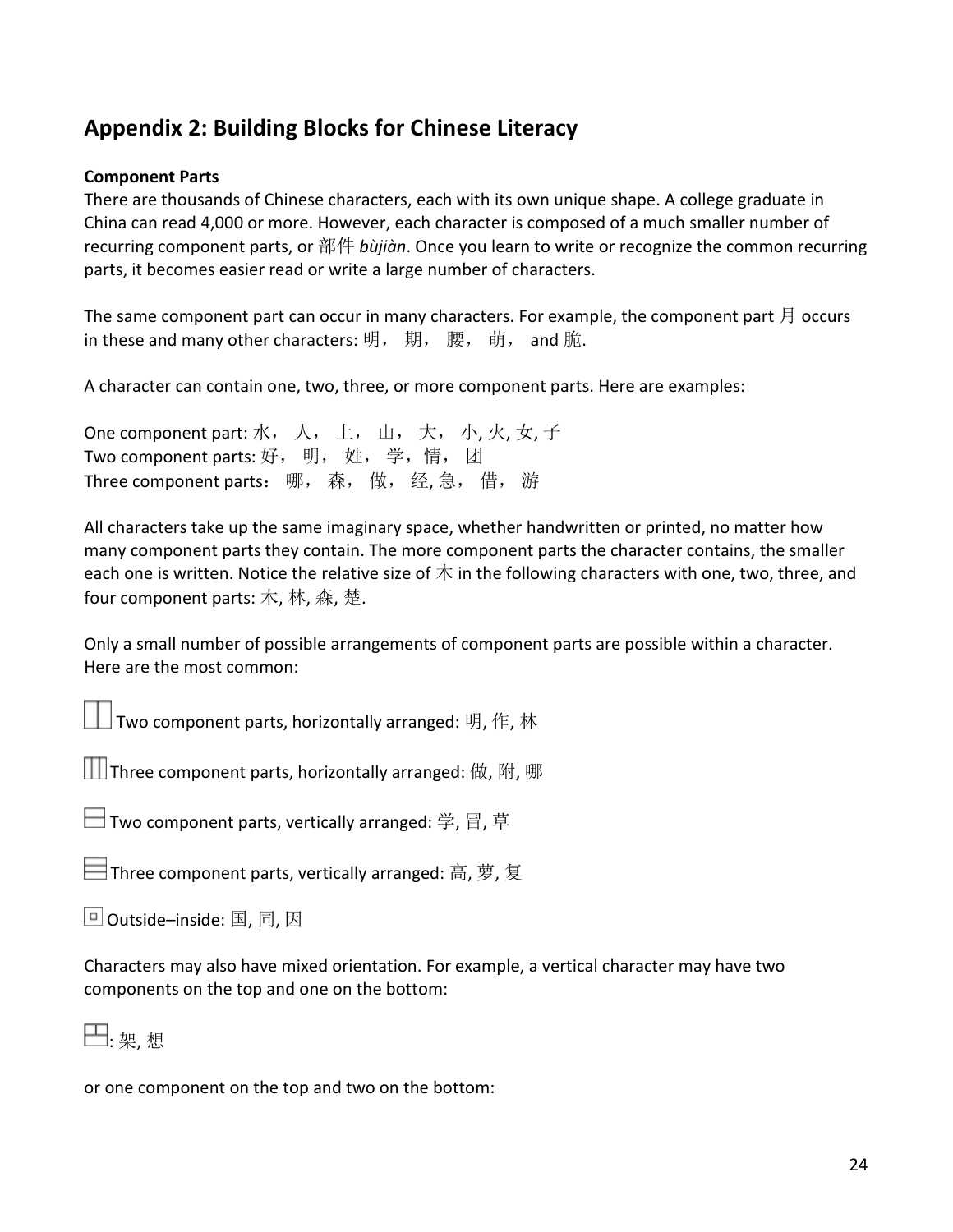## Appendix 2: Building Blocks for Chinese Literacy

**Component Parts**

There are thousands of Chinese characters, each with its own unique shape. A college graduate in China can read 4,000 or more. However, each character is composed of a much smaller number of recurring component parts, or 部件 *bùjiàn*. Once you learn to write or recognize the common recurring parts, it becomes easier read or write a large number of characters.

The same component part can occur in many characters. For example, the component part 月 occurs in these and many other characters: 明， 期， 腰， 萌， and 脆.

A character can contain one, two, three, or more component parts. Here are examples:

One component part: 水， 人， 上， 山， 大， 小, 火, 女, 子
Two component parts: 好， 明， 姓， 学，情， 团
Three component parts： 哪， 森， 做， 经, 急， 借， 游

All characters take up the same imaginary space, whether handwritten or printed, no matter how many component parts they contain. The more component parts the character contains, the smaller each one is written. Notice the relative size of 木 in the following characters with one, two, three, and four component parts: 木, 林, 森, 楚.

Only a small number of possible arrangements of component parts are possible within a character. Here are the most common:

⿰ Two component parts, horizontally arranged: 明, 作, 林

⿲ Three component parts, horizontally arranged: 做, 附, 哪

⿱ Two component parts, vertically arranged: 学, 冒, 草

⿳ Three component parts, vertically arranged: 高, 萝, 复

⿴ Outside–inside: 国, 同, 因

Characters may also have mixed orientation. For example, a vertical character may have two components on the top and one on the bottom:

⿱⿰: 架, 想

or one component on the top and two on the bottom: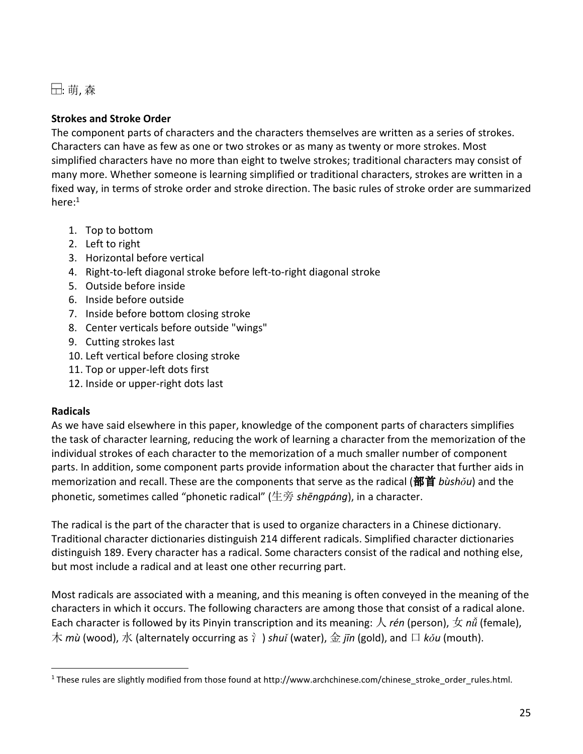⊟: 萌, 森

**Strokes and Stroke Order**

The component parts of characters and the characters themselves are written as a series of strokes. Characters can have as few as one or two strokes or as many as twenty or more strokes. Most simplified characters have no more than eight to twelve strokes; traditional characters may consist of many more. Whether someone is learning simplified or traditional characters, strokes are written in a fixed way, in terms of stroke order and stroke direction. The basic rules of stroke order are summarized here:[1]

1. Top to bottom
2. Left to right
3. Horizontal before vertical
4. Right-to-left diagonal stroke before left-to-right diagonal stroke
5. Outside before inside
6. Inside before outside
7. Inside before bottom closing stroke
8. Center verticals before outside "wings"
9. Cutting strokes last
10. Left vertical before closing stroke
11. Top or upper-left dots first
12. Inside or upper-right dots last

**Radicals**

As we have said elsewhere in this paper, knowledge of the component parts of characters simplifies the task of character learning, reducing the work of learning a character from the memorization of the individual strokes of each character to the memorization of a much smaller number of component parts. In addition, some component parts provide information about the character that further aids in memorization and recall. These are the components that serve as the radical (**部首** *bùshǒu*) and the phonetic, sometimes called "phonetic radical" (生旁 *shēngpáng*), in a character.

The radical is the part of the character that is used to organize characters in a Chinese dictionary. Traditional character dictionaries distinguish 214 different radicals. Simplified character dictionaries distinguish 189. Every character has a radical. Some characters consist of the radical and nothing else, but most include a radical and at least one other recurring part.

Most radicals are associated with a meaning, and this meaning is often conveyed in the meaning of the characters in which it occurs. The following characters are among those that consist of a radical alone. Each character is followed by its Pinyin transcription and its meaning: 人 *rén* (person), 女 *nǚ* (female), 木 *mù* (wood), 水 (alternately occurring as 氵) *shuǐ* (water), 金 *jīn* (gold), and 口 *kǒu* (mouth).

[1] These rules are slightly modified from those found at http://www.archchinese.com/chinese_stroke_order_rules.html.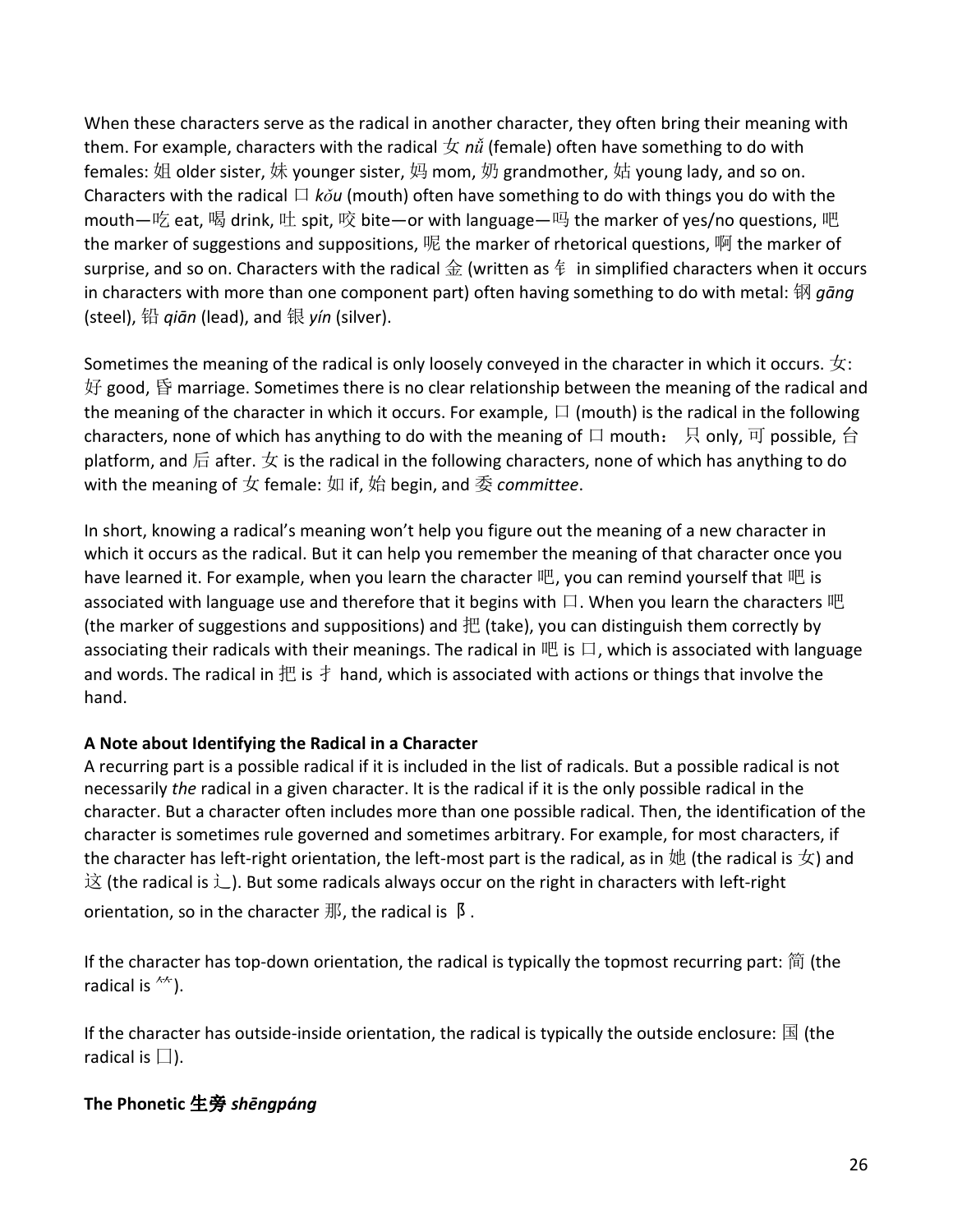When these characters serve as the radical in another character, they often bring their meaning with them. For example, characters with the radical 女 *nǚ* (female) often have something to do with females: 姐 older sister, 妹 younger sister, 妈 mom, 奶 grandmother, 姑 young lady, and so on. Characters with the radical 口 *kǒu* (mouth) often have something to do with things you do with the mouth—吃 eat, 喝 drink, 吐 spit, 咬 bite—or with language—吗 the marker of yes/no questions, 吧 the marker of suggestions and suppositions, 呢 the marker of rhetorical questions, 啊 the marker of surprise, and so on. Characters with the radical 金 (written as 钅 in simplified characters when it occurs in characters with more than one component part) often having something to do with metal: 钢 *gāng* (steel), 铅 *qiān* (lead), and 银 *yín* (silver).

Sometimes the meaning of the radical is only loosely conveyed in the character in which it occurs. 女: 好 good, 昏 marriage. Sometimes there is no clear relationship between the meaning of the radical and the meaning of the character in which it occurs. For example, 口 (mouth) is the radical in the following characters, none of which has anything to do with the meaning of 口 mouth： 只 only, 可 possible, 台 platform, and 后 after. 女 is the radical in the following characters, none of which has anything to do with the meaning of 女 female: 如 if, 始 begin, and 委 *committee*.

In short, knowing a radical's meaning won't help you figure out the meaning of a new character in which it occurs as the radical. But it can help you remember the meaning of that character once you have learned it. For example, when you learn the character 吧, you can remind yourself that 吧 is associated with language use and therefore that it begins with 口. When you learn the characters 吧 (the marker of suggestions and suppositions) and 把 (take), you can distinguish them correctly by associating their radicals with their meanings. The radical in 吧 is 口, which is associated with language and words. The radical in 把 is 扌 hand, which is associated with actions or things that involve the hand.

**A Note about Identifying the Radical in a Character**

A recurring part is a possible radical if it is included in the list of radicals. But a possible radical is not necessarily *the* radical in a given character. It is the radical if it is the only possible radical in the character. But a character often includes more than one possible radical. Then, the identification of the character is sometimes rule governed and sometimes arbitrary. For example, for most characters, if the character has left-right orientation, the left-most part is the radical, as in 她 (the radical is 女) and 这 (the radical is 辶). But some radicals always occur on the right in characters with left-right orientation, so in the character 那, the radical is 阝.

If the character has top-down orientation, the radical is typically the topmost recurring part: 简 (the radical is ⺮).

If the character has outside-inside orientation, the radical is typically the outside enclosure: 国 (the radical is 囗).

**The Phonetic 生旁 *shēngpáng***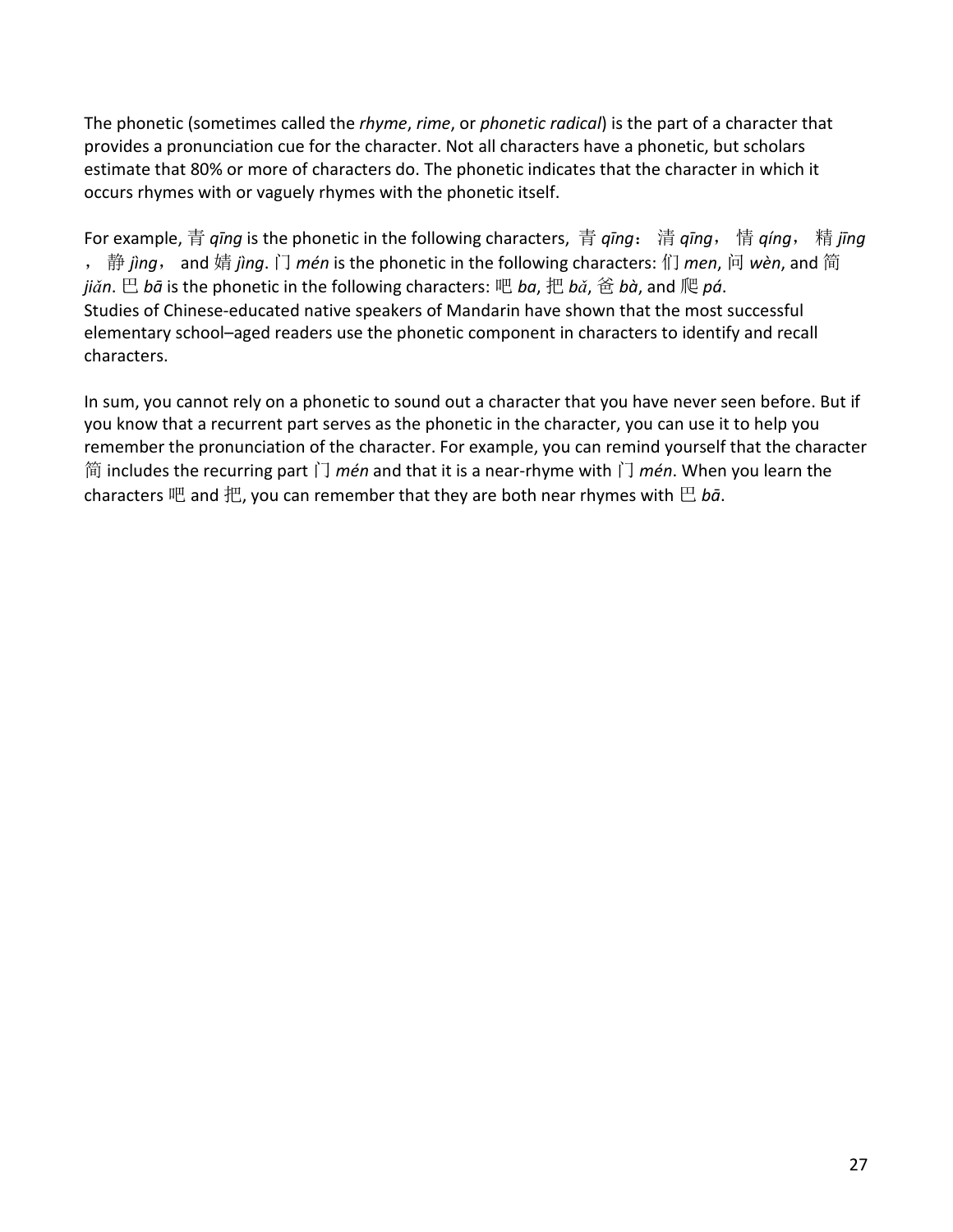The phonetic (sometimes called the *rhyme*, *rime*, or *phonetic radical*) is the part of a character that provides a pronunciation cue for the character. Not all characters have a phonetic, but scholars estimate that 80% or more of characters do. The phonetic indicates that the character in which it occurs rhymes with or vaguely rhymes with the phonetic itself.

For example, 青 *qīng* is the phonetic in the following characters, 青 *qīng*： 清 *qīng*， 情 *qíng*， 精 *jīng*， 静 *jìng*， and 婧 *jìng*. 门 *mén* is the phonetic in the following characters: 们 *men*, 问 *wèn*, and 简 *jiǎn*. 巴 *bā* is the phonetic in the following characters: 吧 *ba*, 把 *bǎ*, 爸 *bà*, and 爬 *pá*.
Studies of Chinese-educated native speakers of Mandarin have shown that the most successful elementary school–aged readers use the phonetic component in characters to identify and recall characters.

In sum, you cannot rely on a phonetic to sound out a character that you have never seen before. But if you know that a recurrent part serves as the phonetic in the character, you can use it to help you remember the pronunciation of the character. For example, you can remind yourself that the character 简 includes the recurring part 门 *mén* and that it is a near-rhyme with 门 *mén*. When you learn the characters 吧 and 把, you can remember that they are both near rhymes with 巴 *bā*.